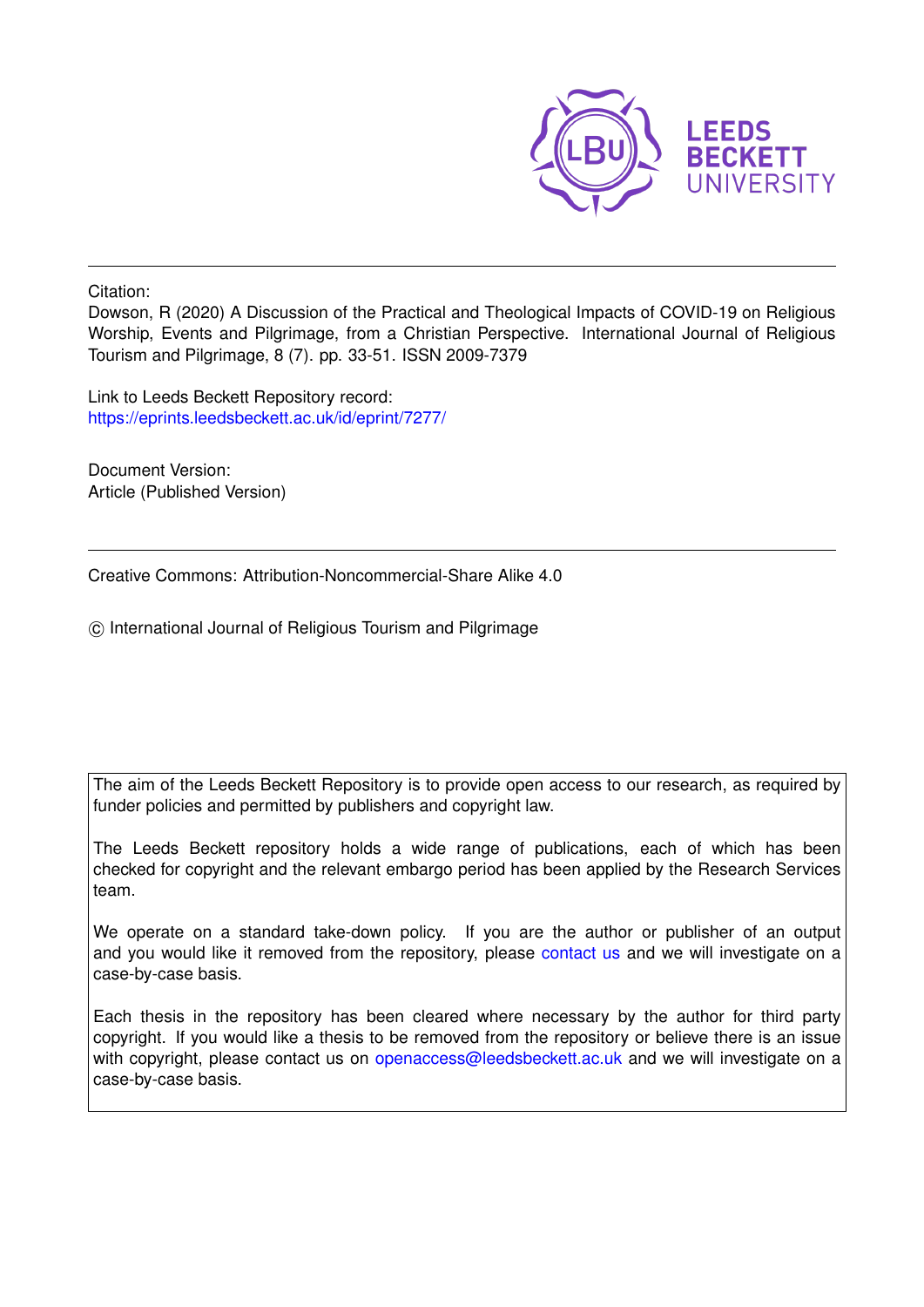LEEDS BECKETT UNIVERSITY

Citation:

Dowson, R (2020) A Discussion of the Practical and Theological Impacts of COVID-19 on Religious Worship, Events and Pilgrimage, from a Christian Perspective. International Journal of Religious Tourism and Pilgrimage, 8 (7). pp. 33-51. ISSN 2009-7379

Link to Leeds Beckett Repository record:
https://eprints.leedsbeckett.ac.uk/id/eprint/7277/

Document Version:
Article (Published Version)

Creative Commons: Attribution-Noncommercial-Share Alike 4.0

© International Journal of Religious Tourism and Pilgrimage

The aim of the Leeds Beckett Repository is to provide open access to our research, as required by funder policies and permitted by publishers and copyright law.

The Leeds Beckett repository holds a wide range of publications, each of which has been checked for copyright and the relevant embargo period has been applied by the Research Services team.

We operate on a standard take-down policy. If you are the author or publisher of an output and you would like it removed from the repository, please contact us and we will investigate on a case-by-case basis.

Each thesis in the repository has been cleared where necessary by the author for third party copyright. If you would like a thesis to be removed from the repository or believe there is an issue with copyright, please contact us on openaccess@leedsbeckett.ac.uk and we will investigate on a case-by-case basis.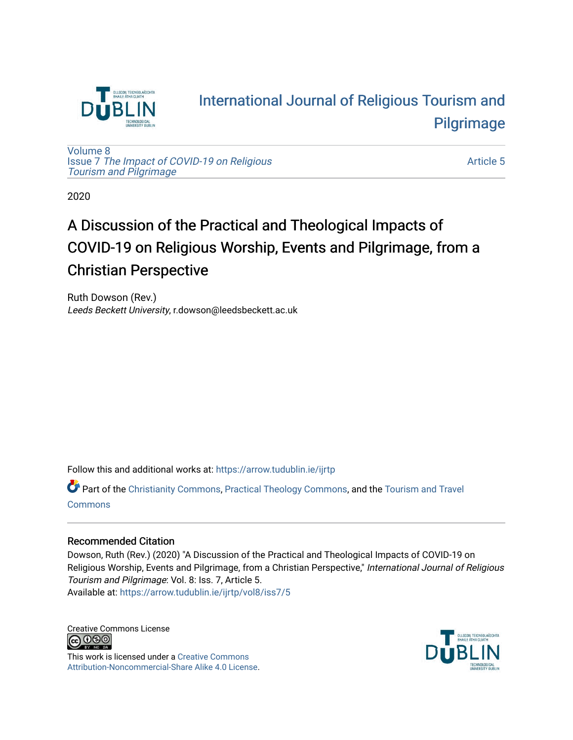International Journal of Religious Tourism and Pilgrimage

Volume 8
Issue 7 *The Impact of COVID-19 on Religious Tourism and Pilgrimage*

Article 5

2020

# A Discussion of the Practical and Theological Impacts of COVID-19 on Religious Worship, Events and Pilgrimage, from a Christian Perspective

Ruth Dowson (Rev.)
*Leeds Beckett University*, r.dowson@leedsbeckett.ac.uk

Follow this and additional works at: https://arrow.tudublin.ie/ijrtp

Part of the Christianity Commons, Practical Theology Commons, and the Tourism and Travel Commons

## Recommended Citation

Dowson, Ruth (Rev.) (2020) "A Discussion of the Practical and Theological Impacts of COVID-19 on Religious Worship, Events and Pilgrimage, from a Christian Perspective," *International Journal of Religious Tourism and Pilgrimage*: Vol. 8: Iss. 7, Article 5.
Available at: https://arrow.tudublin.ie/ijrtp/vol8/iss7/5

Creative Commons License

This work is licensed under a Creative Commons Attribution-Noncommercial-Share Alike 4.0 License.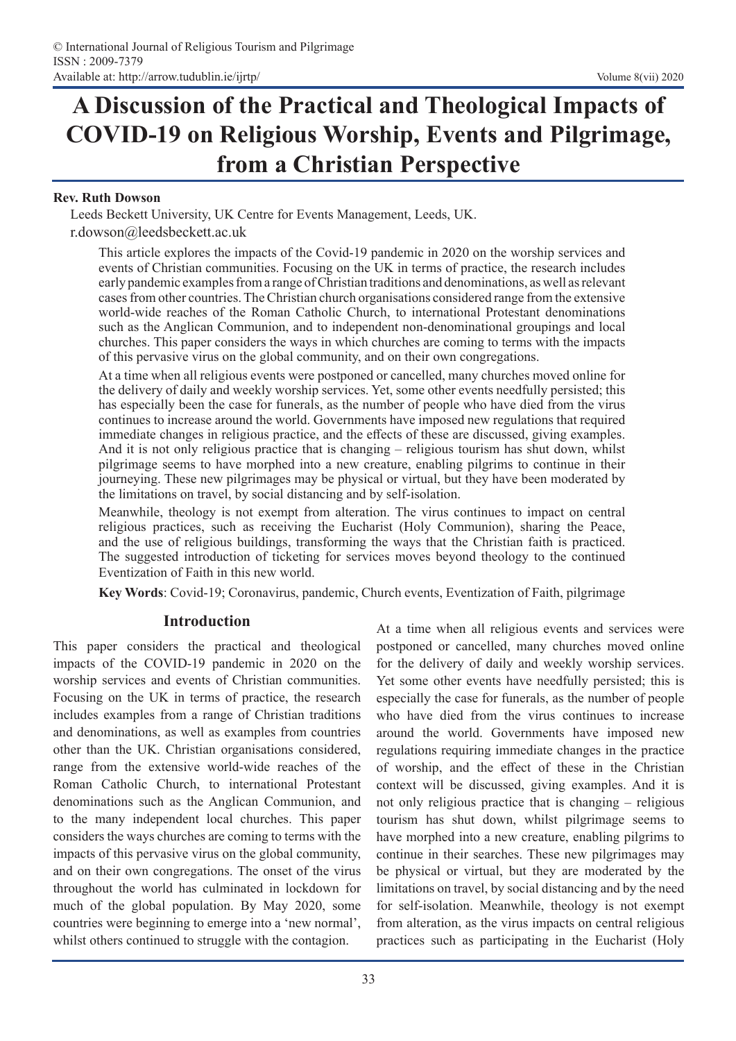# A Discussion of the Practical and Theological Impacts of COVID-19 on Religious Worship, Events and Pilgrimage, from a Christian Perspective

**Rev. Ruth Dowson**

Leeds Beckett University, UK Centre for Events Management, Leeds, UK.

r.dowson@leedsbeckett.ac.uk

This article explores the impacts of the Covid-19 pandemic in 2020 on the worship services and events of Christian communities. Focusing on the UK in terms of practice, the research includes early pandemic examples from a range of Christian traditions and denominations, as well as relevant cases from other countries. The Christian church organisations considered range from the extensive world-wide reaches of the Roman Catholic Church, to international Protestant denominations such as the Anglican Communion, and to independent non-denominational groupings and local churches. This paper considers the ways in which churches are coming to terms with the impacts of this pervasive virus on the global community, and on their own congregations.

At a time when all religious events were postponed or cancelled, many churches moved online for the delivery of daily and weekly worship services. Yet, some other events needfully persisted; this has especially been the case for funerals, as the number of people who have died from the virus continues to increase around the world. Governments have imposed new regulations that required immediate changes in religious practice, and the effects of these are discussed, giving examples. And it is not only religious practice that is changing – religious tourism has shut down, whilst pilgrimage seems to have morphed into a new creature, enabling pilgrims to continue in their journeying. These new pilgrimages may be physical or virtual, but they have been moderated by the limitations on travel, by social distancing and by self-isolation.

Meanwhile, theology is not exempt from alteration. The virus continues to impact on central religious practices, such as receiving the Eucharist (Holy Communion), sharing the Peace, and the use of religious buildings, transforming the ways that the Christian faith is practiced. The suggested introduction of ticketing for services moves beyond theology to the continued Eventization of Faith in this new world.

**Key Words**: Covid-19; Coronavirus, pandemic, Church events, Eventization of Faith, pilgrimage

## Introduction

This paper considers the practical and theological impacts of the COVID-19 pandemic in 2020 on the worship services and events of Christian communities. Focusing on the UK in terms of practice, the research includes examples from a range of Christian traditions and denominations, as well as examples from countries other than the UK. Christian organisations considered, range from the extensive world-wide reaches of the Roman Catholic Church, to international Protestant denominations such as the Anglican Communion, and to the many independent local churches. This paper considers the ways churches are coming to terms with the impacts of this pervasive virus on the global community, and on their own congregations. The onset of the virus throughout the world has culminated in lockdown for much of the global population. By May 2020, some countries were beginning to emerge into a 'new normal', whilst others continued to struggle with the contagion.

At a time when all religious events and services were postponed or cancelled, many churches moved online for the delivery of daily and weekly worship services. Yet some other events have needfully persisted; this is especially the case for funerals, as the number of people who have died from the virus continues to increase around the world. Governments have imposed new regulations requiring immediate changes in the practice of worship, and the effect of these in the Christian context will be discussed, giving examples. And it is not only religious practice that is changing – religious tourism has shut down, whilst pilgrimage seems to have morphed into a new creature, enabling pilgrims to continue in their searches. These new pilgrimages may be physical or virtual, but they are moderated by the limitations on travel, by social distancing and by the need for self-isolation. Meanwhile, theology is not exempt from alteration, as the virus impacts on central religious practices such as participating in the Eucharist (Holy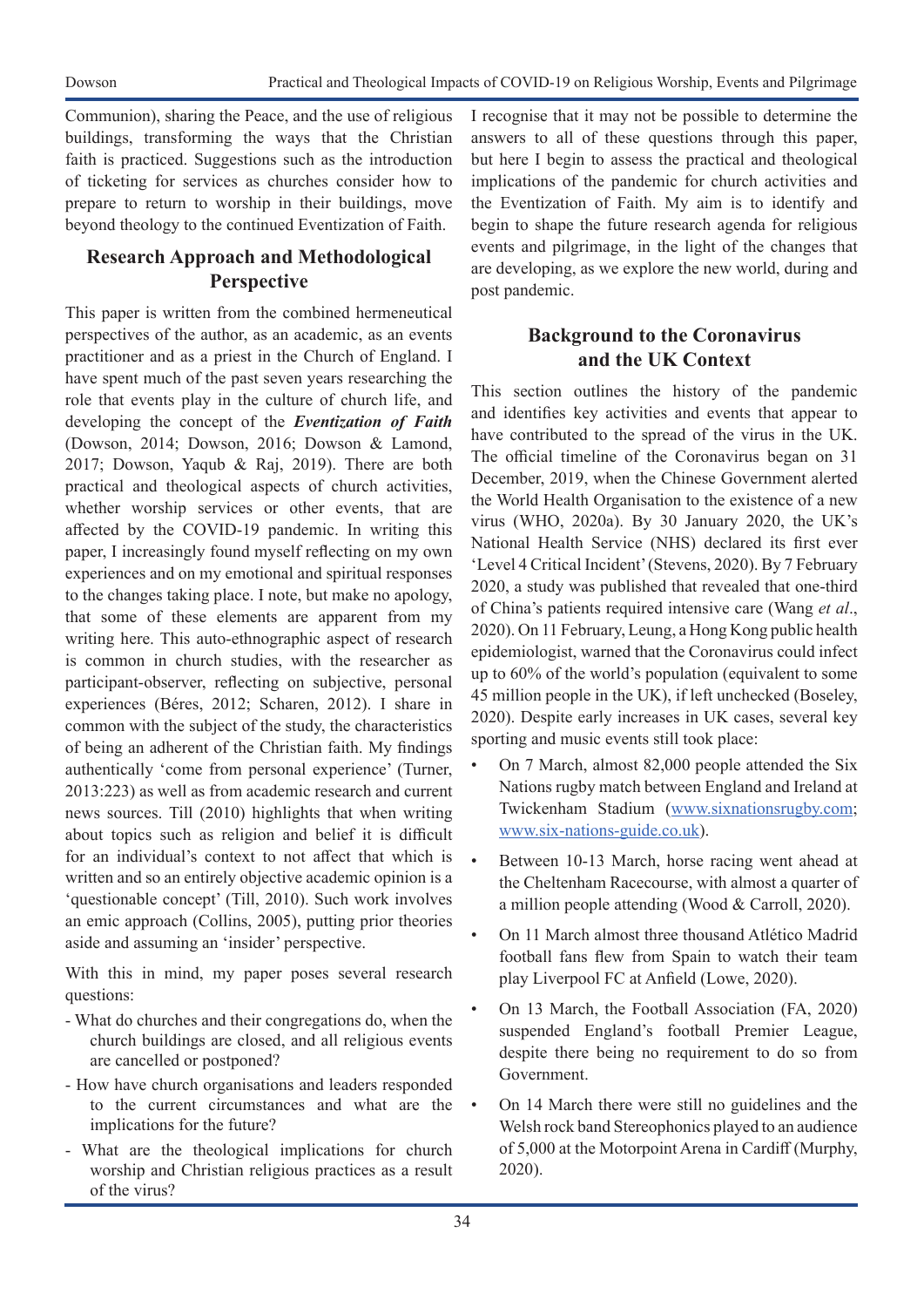Communion), sharing the Peace, and the use of religious buildings, transforming the ways that the Christian faith is practiced. Suggestions such as the introduction of ticketing for services as churches consider how to prepare to return to worship in their buildings, move beyond theology to the continued Eventization of Faith.

## Research Approach and Methodological Perspective

This paper is written from the combined hermeneutical perspectives of the author, as an academic, as an events practitioner and as a priest in the Church of England. I have spent much of the past seven years researching the role that events play in the culture of church life, and developing the concept of the ***Eventization of Faith*** (Dowson, 2014; Dowson, 2016; Dowson & Lamond, 2017; Dowson, Yaqub & Raj, 2019). There are both practical and theological aspects of church activities, whether worship services or other events, that are affected by the COVID-19 pandemic. In writing this paper, I increasingly found myself reflecting on my own experiences and on my emotional and spiritual responses to the changes taking place. I note, but make no apology, that some of these elements are apparent from my writing here. This auto-ethnographic aspect of research is common in church studies, with the researcher as participant-observer, reflecting on subjective, personal experiences (Béres, 2012; Scharen, 2012). I share in common with the subject of the study, the characteristics of being an adherent of the Christian faith. My findings authentically 'come from personal experience' (Turner, 2013:223) as well as from academic research and current news sources. Till (2010) highlights that when writing about topics such as religion and belief it is difficult for an individual's context to not affect that which is written and so an entirely objective academic opinion is a 'questionable concept' (Till, 2010). Such work involves an emic approach (Collins, 2005), putting prior theories aside and assuming an 'insider' perspective.

With this in mind, my paper poses several research questions:

- What do churches and their congregations do, when the church buildings are closed, and all religious events are cancelled or postponed?
- How have church organisations and leaders responded to the current circumstances and what are the implications for the future?
- What are the theological implications for church worship and Christian religious practices as a result of the virus?

I recognise that it may not be possible to determine the answers to all of these questions through this paper, but here I begin to assess the practical and theological implications of the pandemic for church activities and the Eventization of Faith. My aim is to identify and begin to shape the future research agenda for religious events and pilgrimage, in the light of the changes that are developing, as we explore the new world, during and post pandemic.

## Background to the Coronavirus and the UK Context

This section outlines the history of the pandemic and identifies key activities and events that appear to have contributed to the spread of the virus in the UK. The official timeline of the Coronavirus began on 31 December, 2019, when the Chinese Government alerted the World Health Organisation to the existence of a new virus (WHO, 2020a). By 30 January 2020, the UK's National Health Service (NHS) declared its first ever 'Level 4 Critical Incident' (Stevens, 2020). By 7 February 2020, a study was published that revealed that one-third of China's patients required intensive care (Wang *et al*., 2020). On 11 February, Leung, a Hong Kong public health epidemiologist, warned that the Coronavirus could infect up to 60% of the world's population (equivalent to some 45 million people in the UK), if left unchecked (Boseley, 2020). Despite early increases in UK cases, several key sporting and music events still took place:

- On 7 March, almost 82,000 people attended the Six Nations rugby match between England and Ireland at Twickenham Stadium (www.sixnationsrugby.com; www.six-nations-guide.co.uk).
- Between 10-13 March, horse racing went ahead at the Cheltenham Racecourse, with almost a quarter of a million people attending (Wood & Carroll, 2020).
- On 11 March almost three thousand Atlético Madrid football fans flew from Spain to watch their team play Liverpool FC at Anfield (Lowe, 2020).
- On 13 March, the Football Association (FA, 2020) suspended England's football Premier League, despite there being no requirement to do so from Government.
- On 14 March there were still no guidelines and the Welsh rock band Stereophonics played to an audience of 5,000 at the Motorpoint Arena in Cardiff (Murphy, 2020).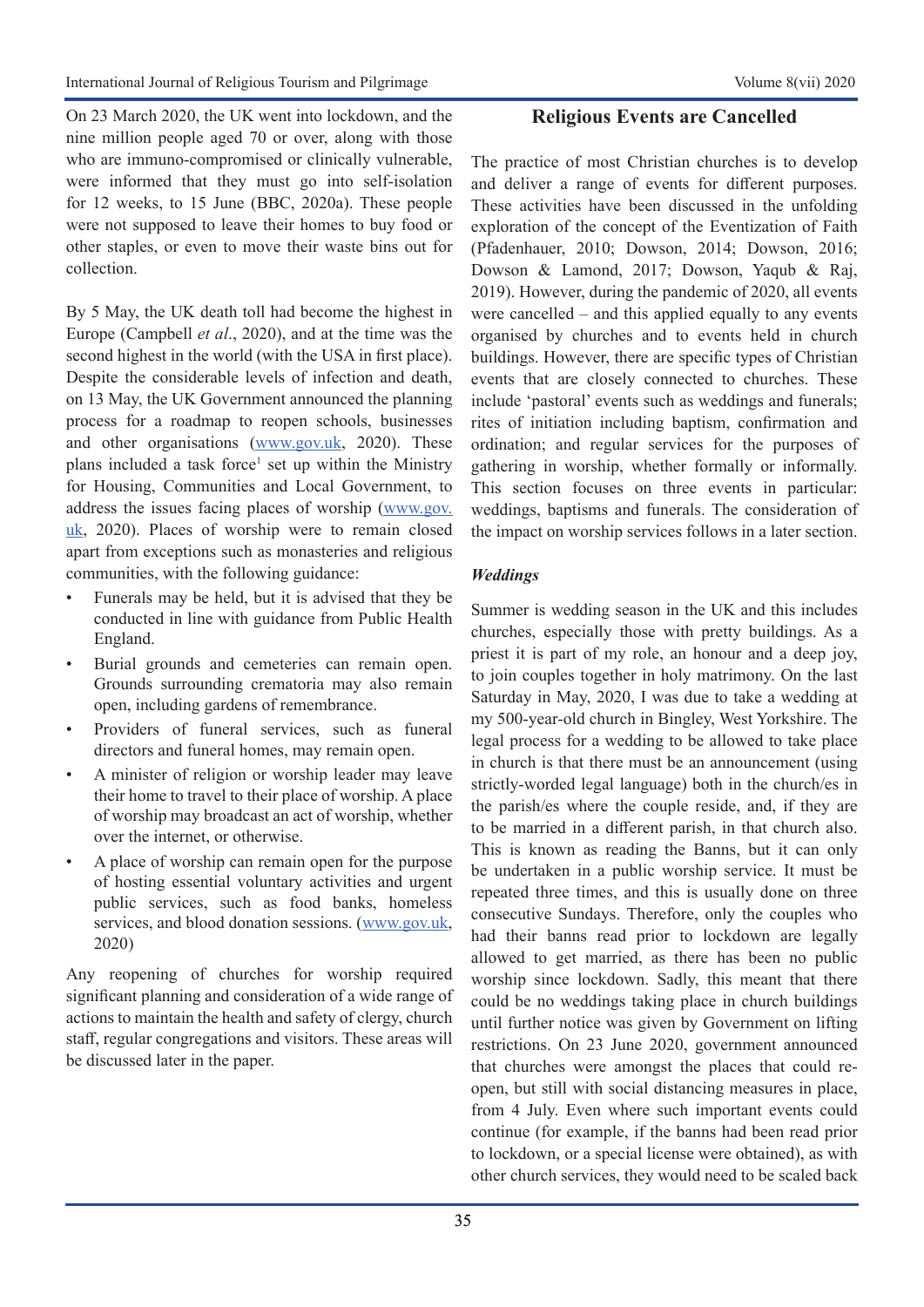On 23 March 2020, the UK went into lockdown, and the nine million people aged 70 or over, along with those who are immuno-compromised or clinically vulnerable, were informed that they must go into self-isolation for 12 weeks, to 15 June (BBC, 2020a). These people were not supposed to leave their homes to buy food or other staples, or even to move their waste bins out for collection.

By 5 May, the UK death toll had become the highest in Europe (Campbell *et al*., 2020), and at the time was the second highest in the world (with the USA in first place). Despite the considerable levels of infection and death, on 13 May, the UK Government announced the planning process for a roadmap to reopen schools, businesses and other organisations (www.gov.uk, 2020). These plans included a task force[1] set up within the Ministry for Housing, Communities and Local Government, to address the issues facing places of worship (www.gov.uk, 2020). Places of worship were to remain closed apart from exceptions such as monasteries and religious communities, with the following guidance:

- Funerals may be held, but it is advised that they be conducted in line with guidance from Public Health England.
- Burial grounds and cemeteries can remain open. Grounds surrounding crematoria may also remain open, including gardens of remembrance.
- Providers of funeral services, such as funeral directors and funeral homes, may remain open.
- A minister of religion or worship leader may leave their home to travel to their place of worship. A place of worship may broadcast an act of worship, whether over the internet, or otherwise.
- A place of worship can remain open for the purpose of hosting essential voluntary activities and urgent public services, such as food banks, homeless services, and blood donation sessions. (www.gov.uk, 2020)

Any reopening of churches for worship required significant planning and consideration of a wide range of actions to maintain the health and safety of clergy, church staff, regular congregations and visitors. These areas will be discussed later in the paper.

## Religious Events are Cancelled

The practice of most Christian churches is to develop and deliver a range of events for different purposes. These activities have been discussed in the unfolding exploration of the concept of the Eventization of Faith (Pfadenhauer, 2010; Dowson, 2014; Dowson, 2016; Dowson & Lamond, 2017; Dowson, Yaqub & Raj, 2019). However, during the pandemic of 2020, all events were cancelled – and this applied equally to any events organised by churches and to events held in church buildings. However, there are specific types of Christian events that are closely connected to churches. These include 'pastoral' events such as weddings and funerals; rites of initiation including baptism, confirmation and ordination; and regular services for the purposes of gathering in worship, whether formally or informally. This section focuses on three events in particular: weddings, baptisms and funerals. The consideration of the impact on worship services follows in a later section.

### *Weddings*

Summer is wedding season in the UK and this includes churches, especially those with pretty buildings. As a priest it is part of my role, an honour and a deep joy, to join couples together in holy matrimony. On the last Saturday in May, 2020, I was due to take a wedding at my 500-year-old church in Bingley, West Yorkshire. The legal process for a wedding to be allowed to take place in church is that there must be an announcement (using strictly-worded legal language) both in the church/es in the parish/es where the couple reside, and, if they are to be married in a different parish, in that church also. This is known as reading the Banns, but it can only be undertaken in a public worship service. It must be repeated three times, and this is usually done on three consecutive Sundays. Therefore, only the couples who had their banns read prior to lockdown are legally allowed to get married, as there has been no public worship since lockdown. Sadly, this meant that there could be no weddings taking place in church buildings until further notice was given by Government on lifting restrictions. On 23 June 2020, government announced that churches were amongst the places that could re-open, but still with social distancing measures in place, from 4 July. Even where such important events could continue (for example, if the banns had been read prior to lockdown, or a special license were obtained), as with other church services, they would need to be scaled back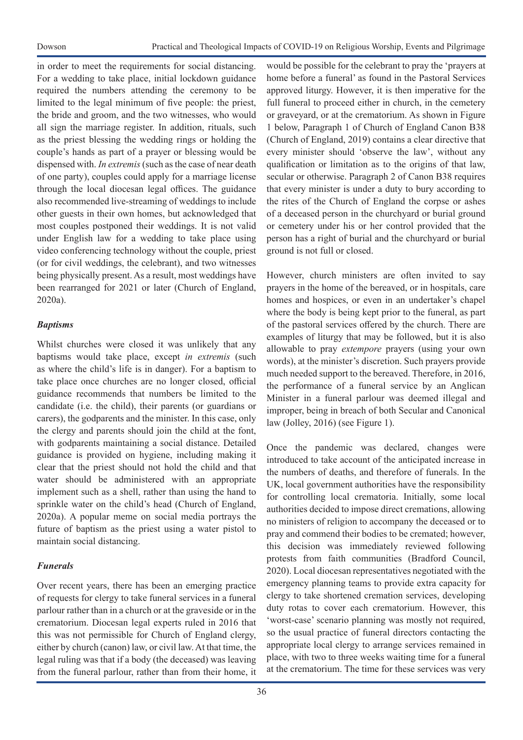in order to meet the requirements for social distancing. For a wedding to take place, initial lockdown guidance required the numbers attending the ceremony to be limited to the legal minimum of five people: the priest, the bride and groom, and the two witnesses, who would all sign the marriage register. In addition, rituals, such as the priest blessing the wedding rings or holding the couple's hands as part of a prayer or blessing would be dispensed with. *In extremis* (such as the case of near death of one party), couples could apply for a marriage license through the local diocesan legal offices. The guidance also recommended live-streaming of weddings to include other guests in their own homes, but acknowledged that most couples postponed their weddings. It is not valid under English law for a wedding to take place using video conferencing technology without the couple, priest (or for civil weddings, the celebrant), and two witnesses being physically present. As a result, most weddings have been rearranged for 2021 or later (Church of England, 2020a).

### *Baptisms*

Whilst churches were closed it was unlikely that any baptisms would take place, except *in extremis* (such as where the child's life is in danger). For a baptism to take place once churches are no longer closed, official guidance recommends that numbers be limited to the candidate (i.e. the child), their parents (or guardians or carers), the godparents and the minister. In this case, only the clergy and parents should join the child at the font, with godparents maintaining a social distance. Detailed guidance is provided on hygiene, including making it clear that the priest should not hold the child and that water should be administered with an appropriate implement such as a shell, rather than using the hand to sprinkle water on the child's head (Church of England, 2020a). A popular meme on social media portrays the future of baptism as the priest using a water pistol to maintain social distancing.

### *Funerals*

Over recent years, there has been an emerging practice of requests for clergy to take funeral services in a funeral parlour rather than in a church or at the graveside or in the crematorium. Diocesan legal experts ruled in 2016 that this was not permissible for Church of England clergy, either by church (canon) law, or civil law. At that time, the legal ruling was that if a body (the deceased) was leaving from the funeral parlour, rather than from their home, it would be possible for the celebrant to pray the 'prayers at home before a funeral' as found in the Pastoral Services approved liturgy. However, it is then imperative for the full funeral to proceed either in church, in the cemetery or graveyard, or at the crematorium. As shown in Figure 1 below, Paragraph 1 of Church of England Canon B38 (Church of England, 2019) contains a clear directive that every minister should 'observe the law', without any qualification or limitation as to the origins of that law, secular or otherwise. Paragraph 2 of Canon B38 requires that every minister is under a duty to bury according to the rites of the Church of England the corpse or ashes of a deceased person in the churchyard or burial ground or cemetery under his or her control provided that the person has a right of burial and the churchyard or burial ground is not full or closed.

However, church ministers are often invited to say prayers in the home of the bereaved, or in hospitals, care homes and hospices, or even in an undertaker's chapel where the body is being kept prior to the funeral, as part of the pastoral services offered by the church. There are examples of liturgy that may be followed, but it is also allowable to pray *extempore* prayers (using your own words), at the minister's discretion. Such prayers provide much needed support to the bereaved. Therefore, in 2016, the performance of a funeral service by an Anglican Minister in a funeral parlour was deemed illegal and improper, being in breach of both Secular and Canonical law (Jolley, 2016) (see Figure 1).

Once the pandemic was declared, changes were introduced to take account of the anticipated increase in the numbers of deaths, and therefore of funerals. In the UK, local government authorities have the responsibility for controlling local crematoria. Initially, some local authorities decided to impose direct cremations, allowing no ministers of religion to accompany the deceased or to pray and commend their bodies to be cremated; however, this decision was immediately reviewed following protests from faith communities (Bradford Council, 2020). Local diocesan representatives negotiated with the emergency planning teams to provide extra capacity for clergy to take shortened cremation services, developing duty rotas to cover each crematorium. However, this 'worst-case' scenario planning was mostly not required, so the usual practice of funeral directors contacting the appropriate local clergy to arrange services remained in place, with two to three weeks waiting time for a funeral at the crematorium. The time for these services was very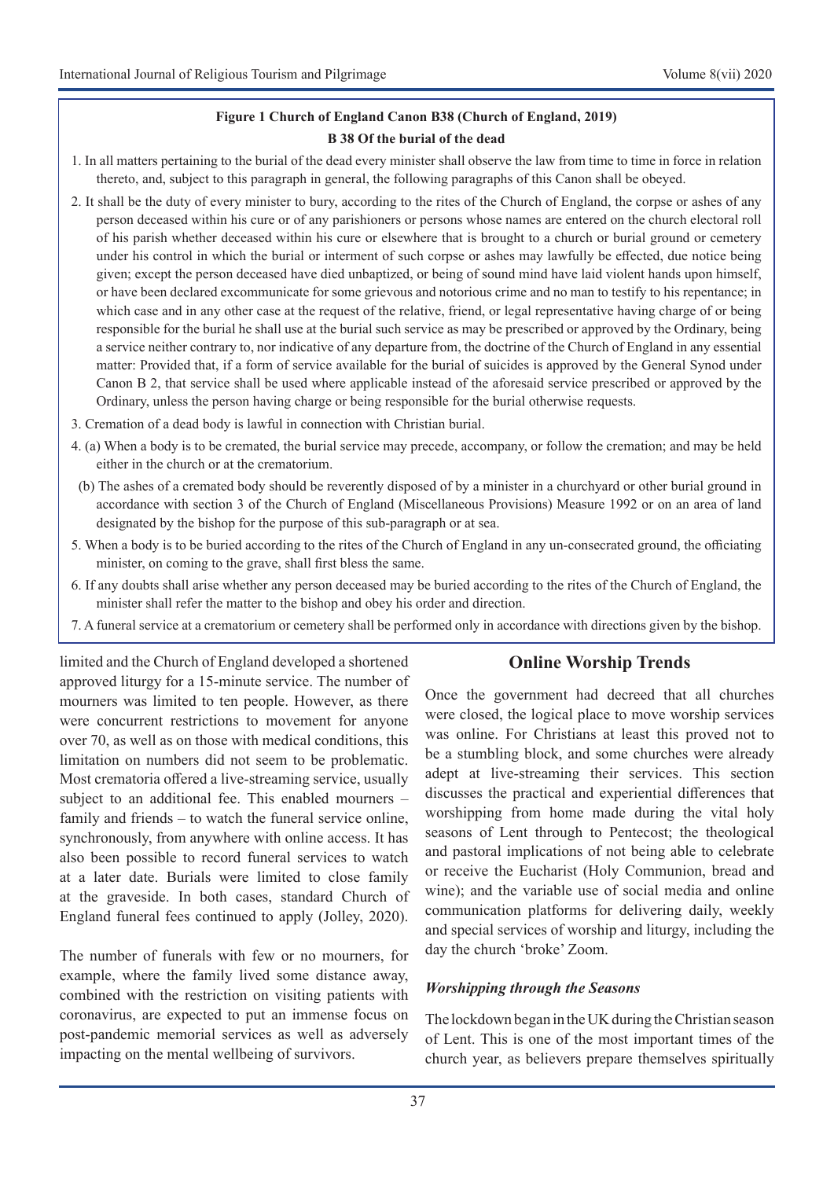**Figure 1 Church of England Canon B38 (Church of England, 2019)**

**B 38 Of the burial of the dead**

1. In all matters pertaining to the burial of the dead every minister shall observe the law from time to time in force in relation thereto, and, subject to this paragraph in general, the following paragraphs of this Canon shall be obeyed.
2. It shall be the duty of every minister to bury, according to the rites of the Church of England, the corpse or ashes of any person deceased within his cure or of any parishioners or persons whose names are entered on the church electoral roll of his parish whether deceased within his cure or elsewhere that is brought to a church or burial ground or cemetery under his control in which the burial or interment of such corpse or ashes may lawfully be effected, due notice being given; except the person deceased have died unbaptized, or being of sound mind have laid violent hands upon himself, or have been declared excommunicate for some grievous and notorious crime and no man to testify to his repentance; in which case and in any other case at the request of the relative, friend, or legal representative having charge of or being responsible for the burial he shall use at the burial such service as may be prescribed or approved by the Ordinary, being a service neither contrary to, nor indicative of any departure from, the doctrine of the Church of England in any essential matter: Provided that, if a form of service available for the burial of suicides is approved by the General Synod under Canon B 2, that service shall be used where applicable instead of the aforesaid service prescribed or approved by the Ordinary, unless the person having charge or being responsible for the burial otherwise requests.
3. Cremation of a dead body is lawful in connection with Christian burial.
4. (a) When a body is to be cremated, the burial service may precede, accompany, or follow the cremation; and may be held either in the church or at the crematorium.

   (b) The ashes of a cremated body should be reverently disposed of by a minister in a churchyard or other burial ground in accordance with section 3 of the Church of England (Miscellaneous Provisions) Measure 1992 or on an area of land designated by the bishop for the purpose of this sub-paragraph or at sea.
5. When a body is to be buried according to the rites of the Church of England in any un-consecrated ground, the officiating minister, on coming to the grave, shall first bless the same.
6. If any doubts shall arise whether any person deceased may be buried according to the rites of the Church of England, the minister shall refer the matter to the bishop and obey his order and direction.
7. A funeral service at a crematorium or cemetery shall be performed only in accordance with directions given by the bishop.

limited and the Church of England developed a shortened approved liturgy for a 15-minute service. The number of mourners was limited to ten people. However, as there were concurrent restrictions to movement for anyone over 70, as well as on those with medical conditions, this limitation on numbers did not seem to be problematic. Most crematoria offered a live-streaming service, usually subject to an additional fee. This enabled mourners – family and friends – to watch the funeral service online, synchronously, from anywhere with online access. It has also been possible to record funeral services to watch at a later date. Burials were limited to close family at the graveside. In both cases, standard Church of England funeral fees continued to apply (Jolley, 2020).

The number of funerals with few or no mourners, for example, where the family lived some distance away, combined with the restriction on visiting patients with coronavirus, are expected to put an immense focus on post-pandemic memorial services as well as adversely impacting on the mental wellbeing of survivors.

## Online Worship Trends

Once the government had decreed that all churches were closed, the logical place to move worship services was online. For Christians at least this proved not to be a stumbling block, and some churches were already adept at live-streaming their services. This section discusses the practical and experiential differences that worshipping from home made during the vital holy seasons of Lent through to Pentecost; the theological and pastoral implications of not being able to celebrate or receive the Eucharist (Holy Communion, bread and wine); and the variable use of social media and online communication platforms for delivering daily, weekly and special services of worship and liturgy, including the day the church 'broke' Zoom.

### *Worshipping through the Seasons*

The lockdown began in the UK during the Christian season of Lent. This is one of the most important times of the church year, as believers prepare themselves spiritually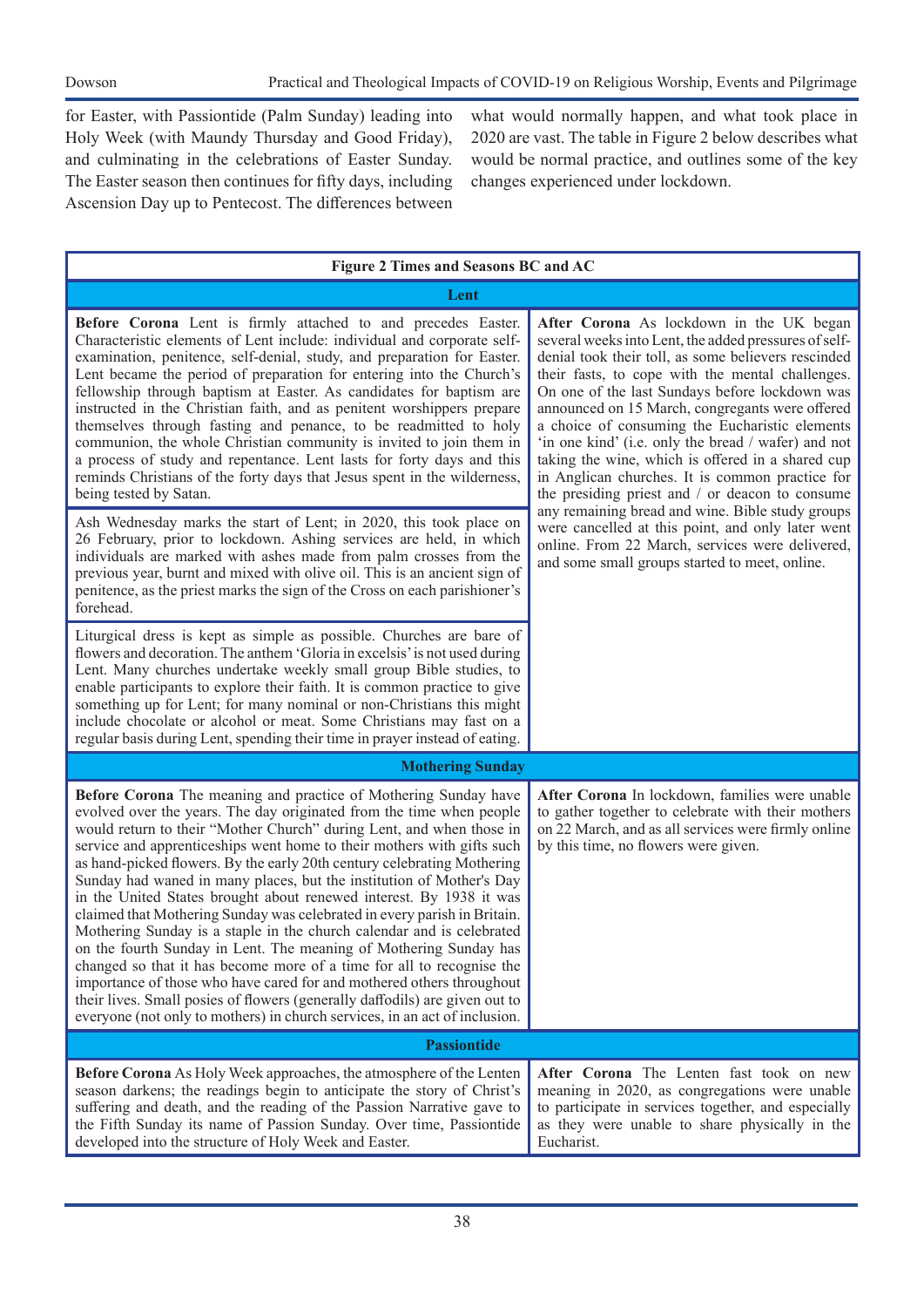for Easter, with Passiontide (Palm Sunday) leading into Holy Week (with Maundy Thursday and Good Friday), and culminating in the celebrations of Easter Sunday. The Easter season then continues for fifty days, including Ascension Day up to Pentecost. The differences between what would normally happen, and what took place in 2020 are vast. The table in Figure 2 below describes what would be normal practice, and outlines some of the key changes experienced under lockdown.

**Figure 2 Times and Seasons BC and AC**

| **Lent** | |
|---|---|
| **Before Corona** Lent is firmly attached to and precedes Easter. Characteristic elements of Lent include: individual and corporate self-examination, penitence, self-denial, study, and preparation for Easter. Lent became the period of preparation for entering into the Church's fellowship through baptism at Easter. As candidates for baptism are instructed in the Christian faith, and as penitent worshippers prepare themselves through fasting and penance, to be readmitted to holy communion, the whole Christian community is invited to join them in a process of study and repentance. Lent lasts for forty days and this reminds Christians of the forty days that Jesus spent in the wilderness, being tested by Satan.<br><br>Ash Wednesday marks the start of Lent; in 2020, this took place on 26 February, prior to lockdown. Ashing services are held, in which individuals are marked with ashes made from palm crosses from the previous year, burnt and mixed with olive oil. This is an ancient sign of penitence, as the priest marks the sign of the Cross on each parishioner's forehead.<br><br>Liturgical dress is kept as simple as possible. Churches are bare of flowers and decoration. The anthem 'Gloria in excelsis' is not used during Lent. Many churches undertake weekly small group Bible studies, to enable participants to explore their faith. It is common practice to give something up for Lent; for many nominal or non-Christians this might include chocolate or alcohol or meat. Some Christians may fast on a regular basis during Lent, spending their time in prayer instead of eating. | **After Corona** As lockdown in the UK began several weeks into Lent, the added pressures of self-denial took their toll, as some believers rescinded their fasts, to cope with the mental challenges. On one of the last Sundays before lockdown was announced on 15 March, congregants were offered a choice of consuming the Eucharistic elements 'in one kind' (i.e. only the bread / wafer) and not taking the wine, which is offered in a shared cup in Anglican churches. It is common practice for the presiding priest and / or deacon to consume any remaining bread and wine. Bible study groups were cancelled at this point, and only later went online. From 22 March, services were delivered, and some small groups started to meet, online. |
| **Mothering Sunday** | |
| **Before Corona** The meaning and practice of Mothering Sunday have evolved over the years. The day originated from the time when people would return to their "Mother Church" during Lent, and when those in service and apprenticeships went home to their mothers with gifts such as hand-picked flowers. By the early 20th century celebrating Mothering Sunday had waned in many places, but the institution of Mother's Day in the United States brought about renewed interest. By 1938 it was claimed that Mothering Sunday was celebrated in every parish in Britain. Mothering Sunday is a staple in the church calendar and is celebrated on the fourth Sunday in Lent. The meaning of Mothering Sunday has changed so that it has become more of a time for all to recognise the importance of those who have cared for and mothered others throughout their lives. Small posies of flowers (generally daffodils) are given out to everyone (not only to mothers) in church services, in an act of inclusion. | **After Corona** In lockdown, families were unable to gather together to celebrate with their mothers on 22 March, and as all services were firmly online by this time, no flowers were given. |
| **Passiontide** | |
| **Before Corona** As Holy Week approaches, the atmosphere of the Lenten season darkens; the readings begin to anticipate the story of Christ's suffering and death, and the reading of the Passion Narrative gave to the Fifth Sunday its name of Passion Sunday. Over time, Passiontide developed into the structure of Holy Week and Easter. | **After Corona** The Lenten fast took on new meaning in 2020, as congregations were unable to participate in services together, and especially as they were unable to share physically in the Eucharist. |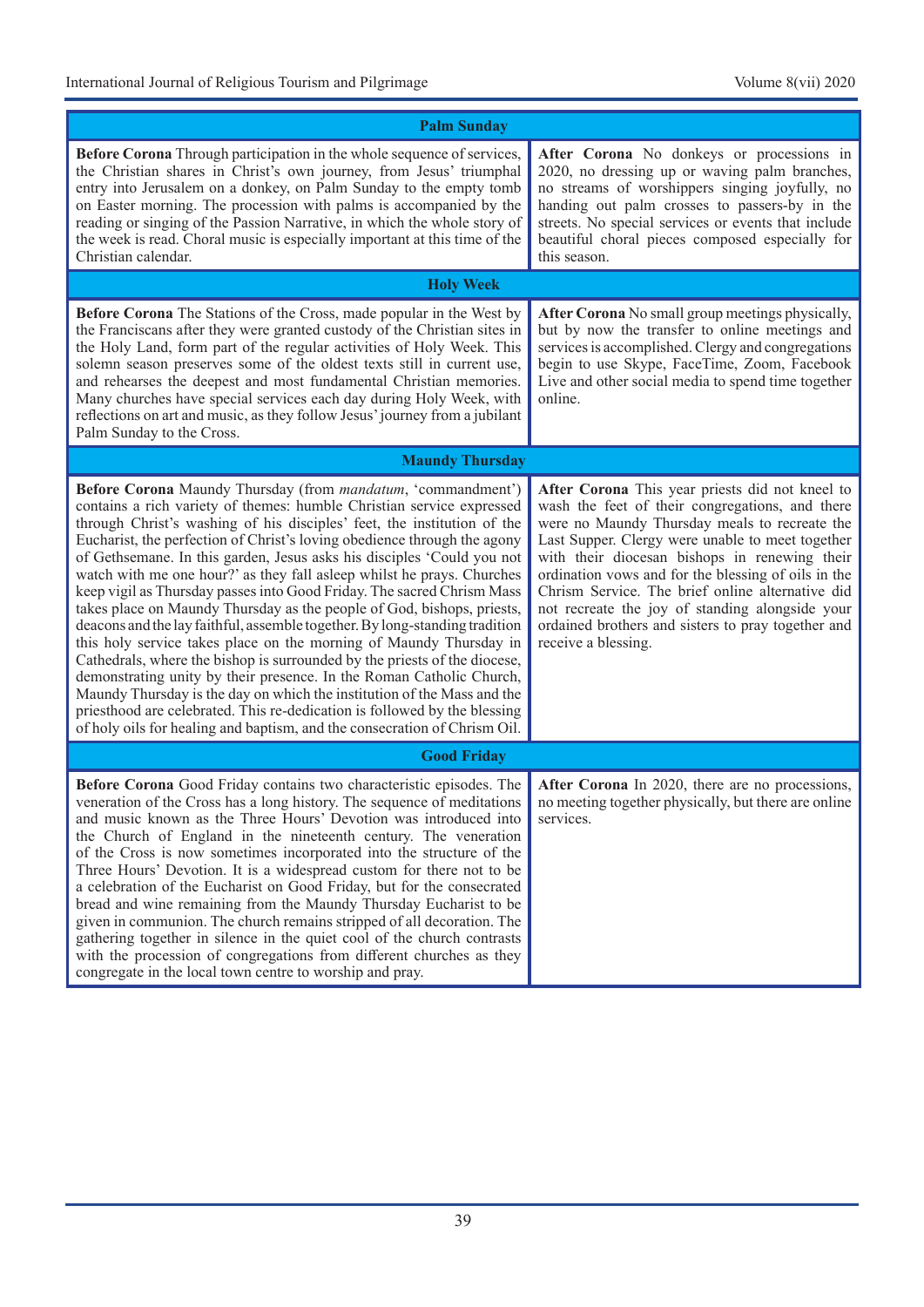| Palm Sunday | |
|---|---|
| **Before Corona** Through participation in the whole sequence of services, the Christian shares in Christ's own journey, from Jesus' triumphal entry into Jerusalem on a donkey, on Palm Sunday to the empty tomb on Easter morning. The procession with palms is accompanied by the reading or singing of the Passion Narrative, in which the whole story of the week is read. Choral music is especially important at this time of the Christian calendar. | **After Corona** No donkeys or processions in 2020, no dressing up or waving palm branches, no streams of worshippers singing joyfully, no handing out palm crosses to passers-by in the streets. No special services or events that include beautiful choral pieces composed especially for this season. |
| **Holy Week** | |
| **Before Corona** The Stations of the Cross, made popular in the West by the Franciscans after they were granted custody of the Christian sites in the Holy Land, form part of the regular activities of Holy Week. This solemn season preserves some of the oldest texts still in current use, and rehearses the deepest and most fundamental Christian memories. Many churches have special services each day during Holy Week, with reflections on art and music, as they follow Jesus' journey from a jubilant Palm Sunday to the Cross. | **After Corona** No small group meetings physically, but by now the transfer to online meetings and services is accomplished. Clergy and congregations begin to use Skype, FaceTime, Zoom, Facebook Live and other social media to spend time together online. |
| **Maundy Thursday** | |
| **Before Corona** Maundy Thursday (from *mandatum*, 'commandment') contains a rich variety of themes: humble Christian service expressed through Christ's washing of his disciples' feet, the institution of the Eucharist, the perfection of Christ's loving obedience through the agony of Gethsemane. In this garden, Jesus asks his disciples 'Could you not watch with me one hour?' as they fall asleep whilst he prays. Churches keep vigil as Thursday passes into Good Friday. The sacred Chrism Mass takes place on Maundy Thursday as the people of God, bishops, priests, deacons and the lay faithful, assemble together. By long-standing tradition this holy service takes place on the morning of Maundy Thursday in Cathedrals, where the bishop is surrounded by the priests of the diocese, demonstrating unity by their presence. In the Roman Catholic Church, Maundy Thursday is the day on which the institution of the Mass and the priesthood are celebrated. This re-dedication is followed by the blessing of holy oils for healing and baptism, and the consecration of Chrism Oil. | **After Corona** This year priests did not kneel to wash the feet of their congregations, and there were no Maundy Thursday meals to recreate the Last Supper. Clergy were unable to meet together with their diocesan bishops in renewing their ordination vows and for the blessing of oils in the Chrism Service. The brief online alternative did not recreate the joy of standing alongside your ordained brothers and sisters to pray together and receive a blessing. |
| **Good Friday** | |
| **Before Corona** Good Friday contains two characteristic episodes. The veneration of the Cross has a long history. The sequence of meditations and music known as the Three Hours' Devotion was introduced into the Church of England in the nineteenth century. The veneration of the Cross is now sometimes incorporated into the structure of the Three Hours' Devotion. It is a widespread custom for there not to be a celebration of the Eucharist on Good Friday, but for the consecrated bread and wine remaining from the Maundy Thursday Eucharist to be given in communion. The church remains stripped of all decoration. The gathering together in silence in the quiet cool of the church contrasts with the procession of congregations from different churches as they congregate in the local town centre to worship and pray. | **After Corona** In 2020, there are no processions, no meeting together physically, but there are online services. |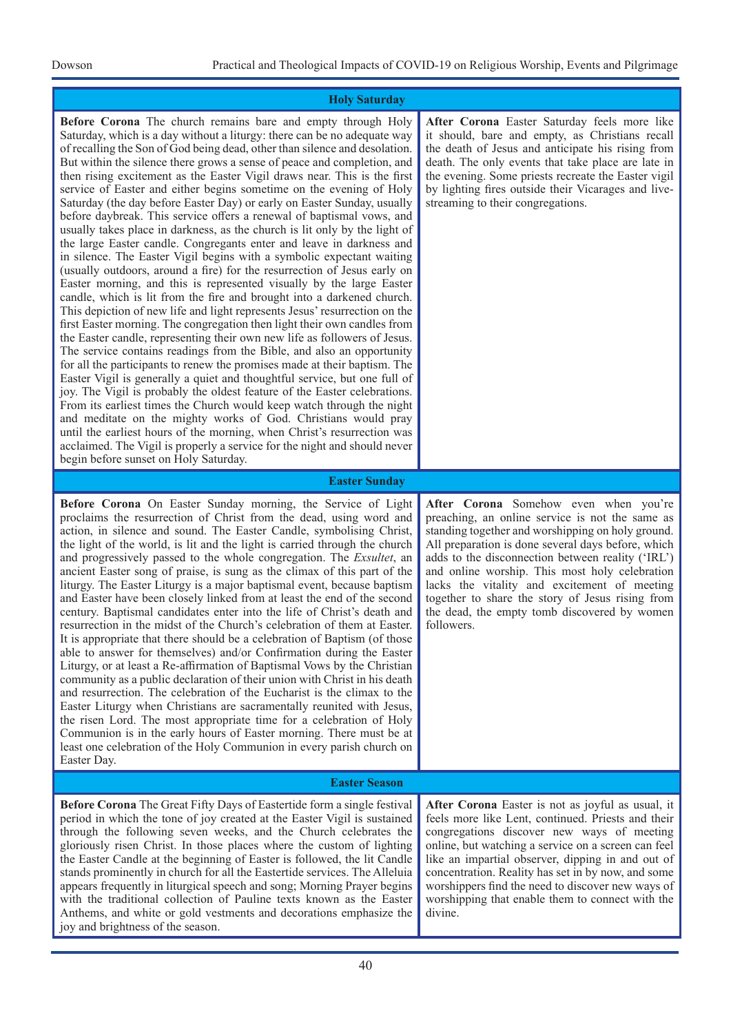| Holy Saturday | |
|---|---|
| **Before Corona** The church remains bare and empty through Holy Saturday, which is a day without a liturgy: there can be no adequate way of recalling the Son of God being dead, other than silence and desolation. But within the silence there grows a sense of peace and completion, and then rising excitement as the Easter Vigil draws near. This is the first service of Easter and either begins sometime on the evening of Holy Saturday (the day before Easter Day) or early on Easter Sunday, usually before daybreak. This service offers a renewal of baptismal vows, and usually takes place in darkness, as the church is lit only by the light of the large Easter candle. Congregants enter and leave in darkness and in silence. The Easter Vigil begins with a symbolic expectant waiting (usually outdoors, around a fire) for the resurrection of Jesus early on Easter morning, and this is represented visually by the large Easter candle, which is lit from the fire and brought into a darkened church. This depiction of new life and light represents Jesus' resurrection on the first Easter morning. The congregation then light their own candles from the Easter candle, representing their own new life as followers of Jesus. The service contains readings from the Bible, and also an opportunity for all the participants to renew the promises made at their baptism. The Easter Vigil is generally a quiet and thoughtful service, but one full of joy. The Vigil is probably the oldest feature of the Easter celebrations. From its earliest times the Church would keep watch through the night and meditate on the mighty works of God. Christians would pray until the earliest hours of the morning, when Christ's resurrection was acclaimed. The Vigil is properly a service for the night and should never begin before sunset on Holy Saturday. | **After Corona** Easter Saturday feels more like it should, bare and empty, as Christians recall the death of Jesus and anticipate his rising from death. The only events that take place are late in the evening. Some priests recreate the Easter vigil by lighting fires outside their Vicarages and live-streaming to their congregations. |
| **Easter Sunday** | |
| **Before Corona** On Easter Sunday morning, the Service of Light proclaims the resurrection of Christ from the dead, using word and action, in silence and sound. The Easter Candle, symbolising Christ, the light of the world, is lit and the light is carried through the church and progressively passed to the whole congregation. The *Exsultet*, an ancient Easter song of praise, is sung as the climax of this part of the liturgy. The Easter Liturgy is a major baptismal event, because baptism and Easter have been closely linked from at least the end of the second century. Baptismal candidates enter into the life of Christ's death and resurrection in the midst of the Church's celebration of them at Easter. It is appropriate that there should be a celebration of Baptism (of those able to answer for themselves) and/or Confirmation during the Easter Liturgy, or at least a Re-affirmation of Baptismal Vows by the Christian community as a public declaration of their union with Christ in his death and resurrection. The celebration of the Eucharist is the climax to the Easter Liturgy when Christians are sacramentally reunited with Jesus, the risen Lord. The most appropriate time for a celebration of Holy Communion is in the early hours of Easter morning. There must be at least one celebration of the Holy Communion in every parish church on Easter Day. | **After Corona** Somehow even when you're preaching, an online service is not the same as standing together and worshipping on holy ground. All preparation is done several days before, which adds to the disconnection between reality ('IRL') and online worship. This most holy celebration lacks the vitality and excitement of meeting together to share the story of Jesus rising from the dead, the empty tomb discovered by women followers. |
| **Easter Season** | |
| **Before Corona** The Great Fifty Days of Eastertide form a single festival period in which the tone of joy created at the Easter Vigil is sustained through the following seven weeks, and the Church celebrates the gloriously risen Christ. In those places where the custom of lighting the Easter Candle at the beginning of Easter is followed, the lit Candle stands prominently in church for all the Eastertide services. The Alleluia appears frequently in liturgical speech and song; Morning Prayer begins with the traditional collection of Pauline texts known as the Easter Anthems, and white or gold vestments and decorations emphasize the joy and brightness of the season. | **After Corona** Easter is not as joyful as usual, it feels more like Lent, continued. Priests and their congregations discover new ways of meeting online, but watching a service on a screen can feel like an impartial observer, dipping in and out of concentration. Reality has set in by now, and some worshippers find the need to discover new ways of worshipping that enable them to connect with the divine. |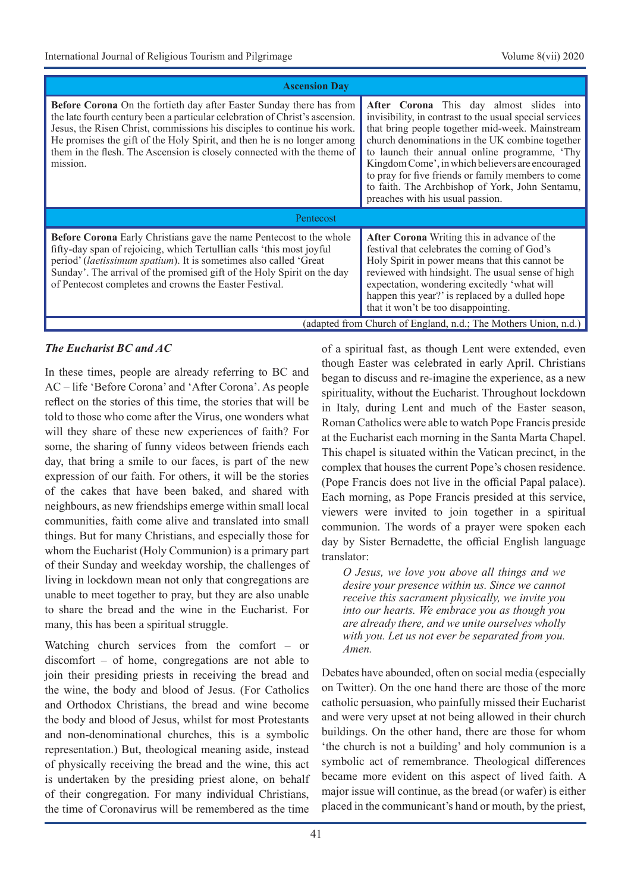| Ascension Day | |
|---|---|
| **Before Corona** On the fortieth day after Easter Sunday there has from the late fourth century been a particular celebration of Christ's ascension. Jesus, the Risen Christ, commissions his disciples to continue his work. He promises the gift of the Holy Spirit, and then he is no longer among them in the flesh. The Ascension is closely connected with the theme of mission. | **After Corona** This day almost slides into invisibility, in contrast to the usual special services that bring people together mid-week. Mainstream church denominations in the UK combine together to launch their annual online programme, 'Thy Kingdom Come', in which believers are encouraged to pray for five friends or family members to come to faith. The Archbishop of York, John Sentamu, preaches with his usual passion. |
| Pentecost | |
| **Before Corona** Early Christians gave the name Pentecost to the whole fifty-day span of rejoicing, which Tertullian calls 'this most joyful period' (*laetissimum spatium*). It is sometimes also called 'Great Sunday'. The arrival of the promised gift of the Holy Spirit on the day of Pentecost completes and crowns the Easter Festival. | **After Corona** Writing this in advance of the festival that celebrates the coming of God's Holy Spirit in power means that this cannot be reviewed with hindsight. The usual sense of high expectation, wondering excitedly 'what will happen this year?' is replaced by a dulled hope that it won't be too disappointing. |

(adapted from Church of England, n.d.; The Mothers Union, n.d.)

### *The Eucharist BC and AC*

In these times, people are already referring to BC and AC – life 'Before Corona' and 'After Corona'. As people reflect on the stories of this time, the stories that will be told to those who come after the Virus, one wonders what will they share of these new experiences of faith? For some, the sharing of funny videos between friends each day, that bring a smile to our faces, is part of the new expression of our faith. For others, it will be the stories of the cakes that have been baked, and shared with neighbours, as new friendships emerge within small local communities, faith come alive and translated into small things. But for many Christians, and especially those for whom the Eucharist (Holy Communion) is a primary part of their Sunday and weekday worship, the challenges of living in lockdown mean not only that congregations are unable to meet together to pray, but they are also unable to share the bread and the wine in the Eucharist. For many, this has been a spiritual struggle.

Watching church services from the comfort – or discomfort – of home, congregations are not able to join their presiding priests in receiving the bread and the wine, the body and blood of Jesus. (For Catholics and Orthodox Christians, the bread and wine become the body and blood of Jesus, whilst for most Protestants and non-denominational churches, this is a symbolic representation.) But, theological meaning aside, instead of physically receiving the bread and the wine, this act is undertaken by the presiding priest alone, on behalf of their congregation. For many individual Christians, the time of Coronavirus will be remembered as the time of a spiritual fast, as though Lent were extended, even though Easter was celebrated in early April. Christians began to discuss and re-imagine the experience, as a new spirituality, without the Eucharist. Throughout lockdown in Italy, during Lent and much of the Easter season, Roman Catholics were able to watch Pope Francis preside at the Eucharist each morning in the Santa Marta Chapel. This chapel is situated within the Vatican precinct, in the complex that houses the current Pope's chosen residence. (Pope Francis does not live in the official Papal palace). Each morning, as Pope Francis presided at this service, viewers were invited to join together in a spiritual communion. The words of a prayer were spoken each day by Sister Bernadette, the official English language translator:

> *O Jesus, we love you above all things and we desire your presence within us. Since we cannot receive this sacrament physically, we invite you into our hearts. We embrace you as though you are already there, and we unite ourselves wholly with you. Let us not ever be separated from you. Amen.*

Debates have abounded, often on social media (especially on Twitter). On the one hand there are those of the more catholic persuasion, who painfully missed their Eucharist and were very upset at not being allowed in their church buildings. On the other hand, there are those for whom 'the church is not a building' and holy communion is a symbolic act of remembrance. Theological differences became more evident on this aspect of lived faith. A major issue will continue, as the bread (or wafer) is either placed in the communicant's hand or mouth, by the priest,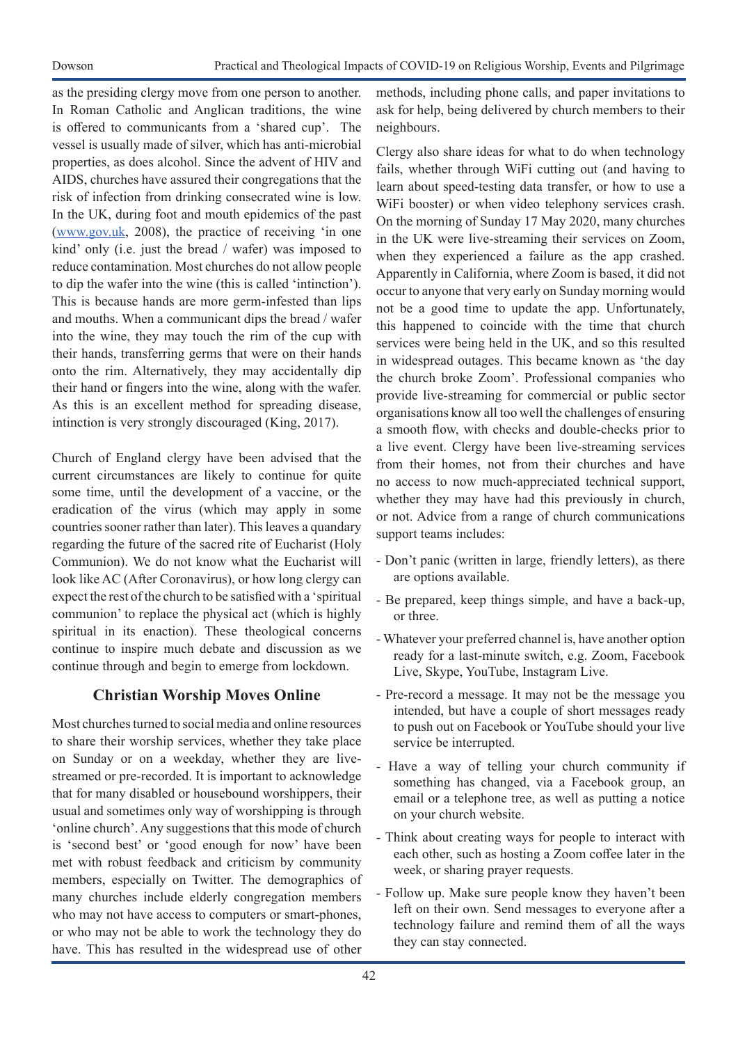as the presiding clergy move from one person to another. In Roman Catholic and Anglican traditions, the wine is offered to communicants from a 'shared cup'. The vessel is usually made of silver, which has anti-microbial properties, as does alcohol. Since the advent of HIV and AIDS, churches have assured their congregations that the risk of infection from drinking consecrated wine is low. In the UK, during foot and mouth epidemics of the past (www.gov.uk, 2008), the practice of receiving 'in one kind' only (i.e. just the bread / wafer) was imposed to reduce contamination. Most churches do not allow people to dip the wafer into the wine (this is called 'intinction'). This is because hands are more germ-infested than lips and mouths. When a communicant dips the bread / wafer into the wine, they may touch the rim of the cup with their hands, transferring germs that were on their hands onto the rim. Alternatively, they may accidentally dip their hand or fingers into the wine, along with the wafer. As this is an excellent method for spreading disease, intinction is very strongly discouraged (King, 2017).

Church of England clergy have been advised that the current circumstances are likely to continue for quite some time, until the development of a vaccine, or the eradication of the virus (which may apply in some countries sooner rather than later). This leaves a quandary regarding the future of the sacred rite of Eucharist (Holy Communion). We do not know what the Eucharist will look like AC (After Coronavirus), or how long clergy can expect the rest of the church to be satisfied with a 'spiritual communion' to replace the physical act (which is highly spiritual in its enaction). These theological concerns continue to inspire much debate and discussion as we continue through and begin to emerge from lockdown.

## Christian Worship Moves Online

Most churches turned to social media and online resources to share their worship services, whether they take place on Sunday or on a weekday, whether they are live-streamed or pre-recorded. It is important to acknowledge that for many disabled or housebound worshippers, their usual and sometimes only way of worshipping is through 'online church'. Any suggestions that this mode of church is 'second best' or 'good enough for now' have been met with robust feedback and criticism by community members, especially on Twitter. The demographics of many churches include elderly congregation members who may not have access to computers or smart-phones, or who may not be able to work the technology they do have. This has resulted in the widespread use of other methods, including phone calls, and paper invitations to ask for help, being delivered by church members to their neighbours.

Clergy also share ideas for what to do when technology fails, whether through WiFi cutting out (and having to learn about speed-testing data transfer, or how to use a WiFi booster) or when video telephony services crash. On the morning of Sunday 17 May 2020, many churches in the UK were live-streaming their services on Zoom, when they experienced a failure as the app crashed. Apparently in California, where Zoom is based, it did not occur to anyone that very early on Sunday morning would not be a good time to update the app. Unfortunately, this happened to coincide with the time that church services were being held in the UK, and so this resulted in widespread outages. This became known as 'the day the church broke Zoom'. Professional companies who provide live-streaming for commercial or public sector organisations know all too well the challenges of ensuring a smooth flow, with checks and double-checks prior to a live event. Clergy have been live-streaming services from their homes, not from their churches and have no access to now much-appreciated technical support, whether they may have had this previously in church, or not. Advice from a range of church communications support teams includes:

- Don't panic (written in large, friendly letters), as there are options available.
- Be prepared, keep things simple, and have a back-up, or three.
- Whatever your preferred channel is, have another option ready for a last-minute switch, e.g. Zoom, Facebook Live, Skype, YouTube, Instagram Live.
- Pre-record a message. It may not be the message you intended, but have a couple of short messages ready to push out on Facebook or YouTube should your live service be interrupted.
- Have a way of telling your church community if something has changed, via a Facebook group, an email or a telephone tree, as well as putting a notice on your church website.
- Think about creating ways for people to interact with each other, such as hosting a Zoom coffee later in the week, or sharing prayer requests.
- Follow up. Make sure people know they haven't been left on their own. Send messages to everyone after a technology failure and remind them of all the ways they can stay connected.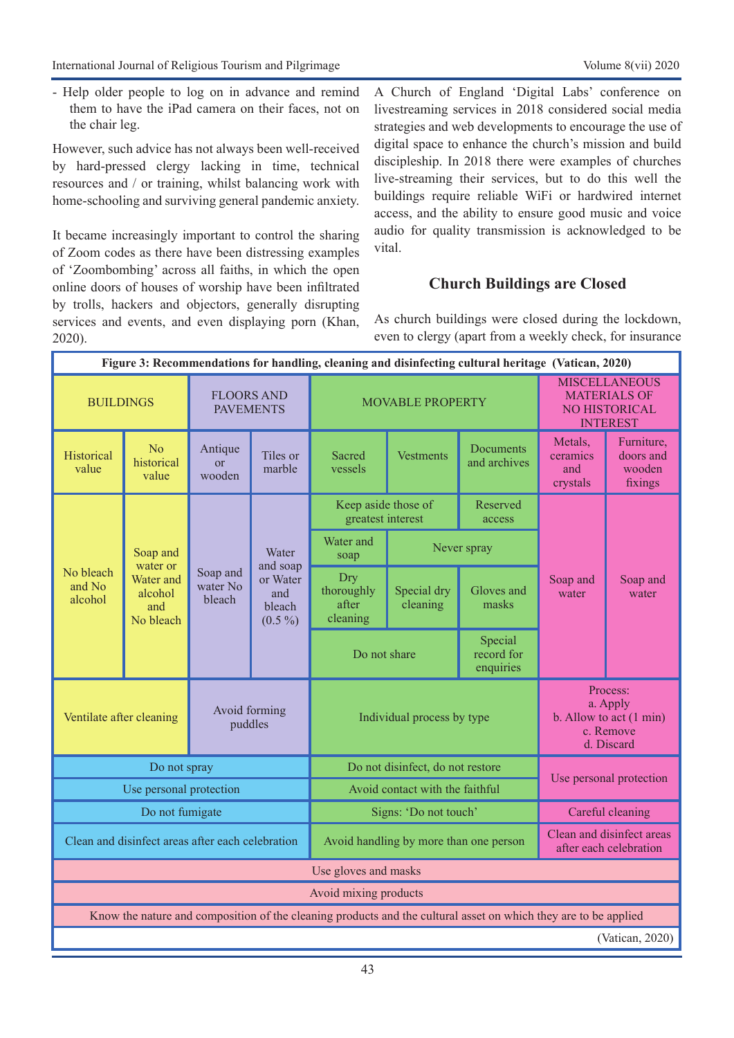- Help older people to log on in advance and remind them to have the iPad camera on their faces, not on the chair leg.

However, such advice has not always been well-received by hard-pressed clergy lacking in time, technical resources and / or training, whilst balancing work with home-schooling and surviving general pandemic anxiety.

It became increasingly important to control the sharing of Zoom codes as there have been distressing examples of 'Zoombombing' across all faiths, in which the open online doors of houses of worship have been infiltrated by trolls, hackers and objectors, generally disrupting services and events, and even displaying porn (Khan, 2020).

A Church of England 'Digital Labs' conference on livestreaming services in 2018 considered social media strategies and web developments to encourage the use of digital space to enhance the church's mission and build discipleship. In 2018 there were examples of churches live-streaming their services, but to do this well the buildings require reliable WiFi or hardwired internet access, and the ability to ensure good music and voice audio for quality transmission is acknowledged to be vital.

## Church Buildings are Closed

As church buildings were closed during the lockdown, even to clergy (apart from a weekly check, for insurance

**Figure 3: Recommendations for handling, cleaning and disinfecting cultural heritage (Vatican, 2020)**

| BUILDINGS | | FLOORS AND PAVEMENTS | | MOVABLE PROPERTY | | | MISCELLANEOUS MATERIALS OF NO HISTORICAL INTEREST | |
|---|---|---|---|---|---|---|---|---|
| Historical value | No historical value | Antique or wooden | Tiles or marble | Sacred vessels | Vestments | Documents and archives | Metals, ceramics and crystals | Furniture, doors and wooden fixings |
| No bleach and No alcohol | Soap and water or Water and alcohol and No bleach | Soap and water No bleach | Water and soap or Water and bleach (0.5 %) | Keep aside those of greatest interest | | Reserved access | Soap and water | Soap and water |
| | | | | Water and soap | Never spray | | | |
| | | | | Dry thoroughly after cleaning | Special dry cleaning | Gloves and masks | | |
| | | | | Do not share | | Special record for enquiries | | |
| Ventilate after cleaning | | Avoid forming puddles | | Individual process by type | | | Process: a. Apply b. Allow to act (1 min) c. Remove d. Discard | |
| Do not spray | | | | Do not disinfect, do not restore | | | Use personal protection | |
| Use personal protection | | | | Avoid contact with the faithful | | | | |
| Do not fumigate | | | | Signs: 'Do not touch' | | | Careful cleaning | |
| Clean and disinfect areas after each celebration | | | | Avoid handling by more than one person | | | Clean and disinfect areas after each celebration | |
| Use gloves and masks | | | | | | | | |
| Avoid mixing products | | | | | | | | |
| Know the nature and composition of the cleaning products and the cultural asset on which they are to be applied | | | | | | | | |

(Vatican, 2020)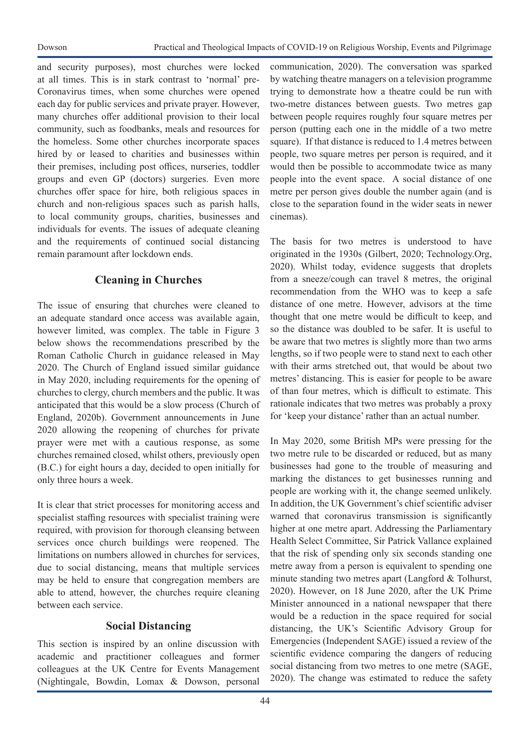and security purposes), most churches were locked at all times. This is in stark contrast to 'normal' pre-Coronavirus times, when some churches were opened each day for public services and private prayer. However, many churches offer additional provision to their local community, such as foodbanks, meals and resources for the homeless. Some other churches incorporate spaces hired by or leased to charities and businesses within their premises, including post offices, nurseries, toddler groups and even GP (doctors) surgeries. Even more churches offer space for hire, both religious spaces in church and non-religious spaces such as parish halls, to local community groups, charities, businesses and individuals for events. The issues of adequate cleaning and the requirements of continued social distancing remain paramount after lockdown ends.

## Cleaning in Churches

The issue of ensuring that churches were cleaned to an adequate standard once access was available again, however limited, was complex. The table in Figure 3 below shows the recommendations prescribed by the Roman Catholic Church in guidance released in May 2020. The Church of England issued similar guidance in May 2020, including requirements for the opening of churches to clergy, church members and the public. It was anticipated that this would be a slow process (Church of England, 2020b). Government announcements in June 2020 allowing the reopening of churches for private prayer were met with a cautious response, as some churches remained closed, whilst others, previously open (B.C.) for eight hours a day, decided to open initially for only three hours a week.

It is clear that strict processes for monitoring access and specialist staffing resources with specialist training were required, with provision for thorough cleansing between services once church buildings were reopened. The limitations on numbers allowed in churches for services, due to social distancing, means that multiple services may be held to ensure that congregation members are able to attend, however, the churches require cleaning between each service.

## Social Distancing

This section is inspired by an online discussion with academic and practitioner colleagues and former colleagues at the UK Centre for Events Management (Nightingale, Bowdin, Lomax & Dowson, personal communication, 2020). The conversation was sparked by watching theatre managers on a television programme trying to demonstrate how a theatre could be run with two-metre distances between guests. Two metres gap between people requires roughly four square metres per person (putting each one in the middle of a two metre square). If that distance is reduced to 1.4 metres between people, two square metres per person is required, and it would then be possible to accommodate twice as many people into the event space. A social distance of one metre per person gives double the number again (and is close to the separation found in the wider seats in newer cinemas).

The basis for two metres is understood to have originated in the 1930s (Gilbert, 2020; Technology.Org, 2020). Whilst today, evidence suggests that droplets from a sneeze/cough can travel 8 metres, the original recommendation from the WHO was to keep a safe distance of one metre. However, advisors at the time thought that one metre would be difficult to keep, and so the distance was doubled to be safer. It is useful to be aware that two metres is slightly more than two arms lengths, so if two people were to stand next to each other with their arms stretched out, that would be about two metres' distancing. This is easier for people to be aware of than four metres, which is difficult to estimate. This rationale indicates that two metres was probably a proxy for 'keep your distance' rather than an actual number.

In May 2020, some British MPs were pressing for the two metre rule to be discarded or reduced, but as many businesses had gone to the trouble of measuring and marking the distances to get businesses running and people are working with it, the change seemed unlikely. In addition, the UK Government's chief scientific adviser warned that coronavirus transmission is significantly higher at one metre apart. Addressing the Parliamentary Health Select Committee, Sir Patrick Vallance explained that the risk of spending only six seconds standing one metre away from a person is equivalent to spending one minute standing two metres apart (Langford & Tolhurst, 2020). However, on 18 June 2020, after the UK Prime Minister announced in a national newspaper that there would be a reduction in the space required for social distancing, the UK's Scientific Advisory Group for Emergencies (Independent SAGE) issued a review of the scientific evidence comparing the dangers of reducing social distancing from two metres to one metre (SAGE, 2020). The change was estimated to reduce the safety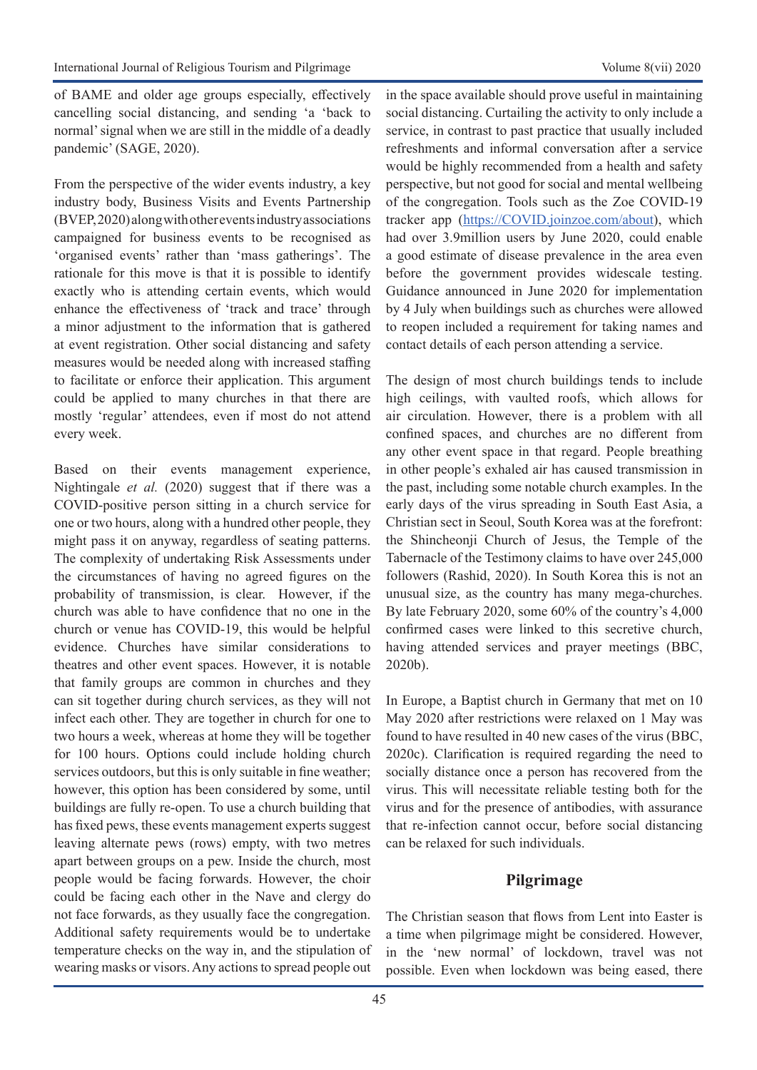of BAME and older age groups especially, effectively cancelling social distancing, and sending 'a 'back to normal' signal when we are still in the middle of a deadly pandemic' (SAGE, 2020).

From the perspective of the wider events industry, a key industry body, Business Visits and Events Partnership (BVEP, 2020) along with other events industry associations campaigned for business events to be recognised as 'organised events' rather than 'mass gatherings'. The rationale for this move is that it is possible to identify exactly who is attending certain events, which would enhance the effectiveness of 'track and trace' through a minor adjustment to the information that is gathered at event registration. Other social distancing and safety measures would be needed along with increased staffing to facilitate or enforce their application. This argument could be applied to many churches in that there are mostly 'regular' attendees, even if most do not attend every week.

Based on their events management experience, Nightingale *et al.* (2020) suggest that if there was a COVID-positive person sitting in a church service for one or two hours, along with a hundred other people, they might pass it on anyway, regardless of seating patterns. The complexity of undertaking Risk Assessments under the circumstances of having no agreed figures on the probability of transmission, is clear. However, if the church was able to have confidence that no one in the church or venue has COVID-19, this would be helpful evidence. Churches have similar considerations to theatres and other event spaces. However, it is notable that family groups are common in churches and they can sit together during church services, as they will not infect each other. They are together in church for one to two hours a week, whereas at home they will be together for 100 hours. Options could include holding church services outdoors, but this is only suitable in fine weather; however, this option has been considered by some, until buildings are fully re-open. To use a church building that has fixed pews, these events management experts suggest leaving alternate pews (rows) empty, with two metres apart between groups on a pew. Inside the church, most people would be facing forwards. However, the choir could be facing each other in the Nave and clergy do not face forwards, as they usually face the congregation. Additional safety requirements would be to undertake temperature checks on the way in, and the stipulation of wearing masks or visors. Any actions to spread people out in the space available should prove useful in maintaining social distancing. Curtailing the activity to only include a service, in contrast to past practice that usually included refreshments and informal conversation after a service would be highly recommended from a health and safety perspective, but not good for social and mental wellbeing of the congregation. Tools such as the Zoe COVID-19 tracker app (https://COVID.joinzoe.com/about), which had over 3.9million users by June 2020, could enable a good estimate of disease prevalence in the area even before the government provides widescale testing. Guidance announced in June 2020 for implementation by 4 July when buildings such as churches were allowed to reopen included a requirement for taking names and contact details of each person attending a service.

The design of most church buildings tends to include high ceilings, with vaulted roofs, which allows for air circulation. However, there is a problem with all confined spaces, and churches are no different from any other event space in that regard. People breathing in other people's exhaled air has caused transmission in the past, including some notable church examples. In the early days of the virus spreading in South East Asia, a Christian sect in Seoul, South Korea was at the forefront: the Shincheonji Church of Jesus, the Temple of the Tabernacle of the Testimony claims to have over 245,000 followers (Rashid, 2020). In South Korea this is not an unusual size, as the country has many mega-churches. By late February 2020, some 60% of the country's 4,000 confirmed cases were linked to this secretive church, having attended services and prayer meetings (BBC, 2020b).

In Europe, a Baptist church in Germany that met on 10 May 2020 after restrictions were relaxed on 1 May was found to have resulted in 40 new cases of the virus (BBC, 2020c). Clarification is required regarding the need to socially distance once a person has recovered from the virus. This will necessitate reliable testing both for the virus and for the presence of antibodies, with assurance that re-infection cannot occur, before social distancing can be relaxed for such individuals.

## Pilgrimage

The Christian season that flows from Lent into Easter is a time when pilgrimage might be considered. However, in the 'new normal' of lockdown, travel was not possible. Even when lockdown was being eased, there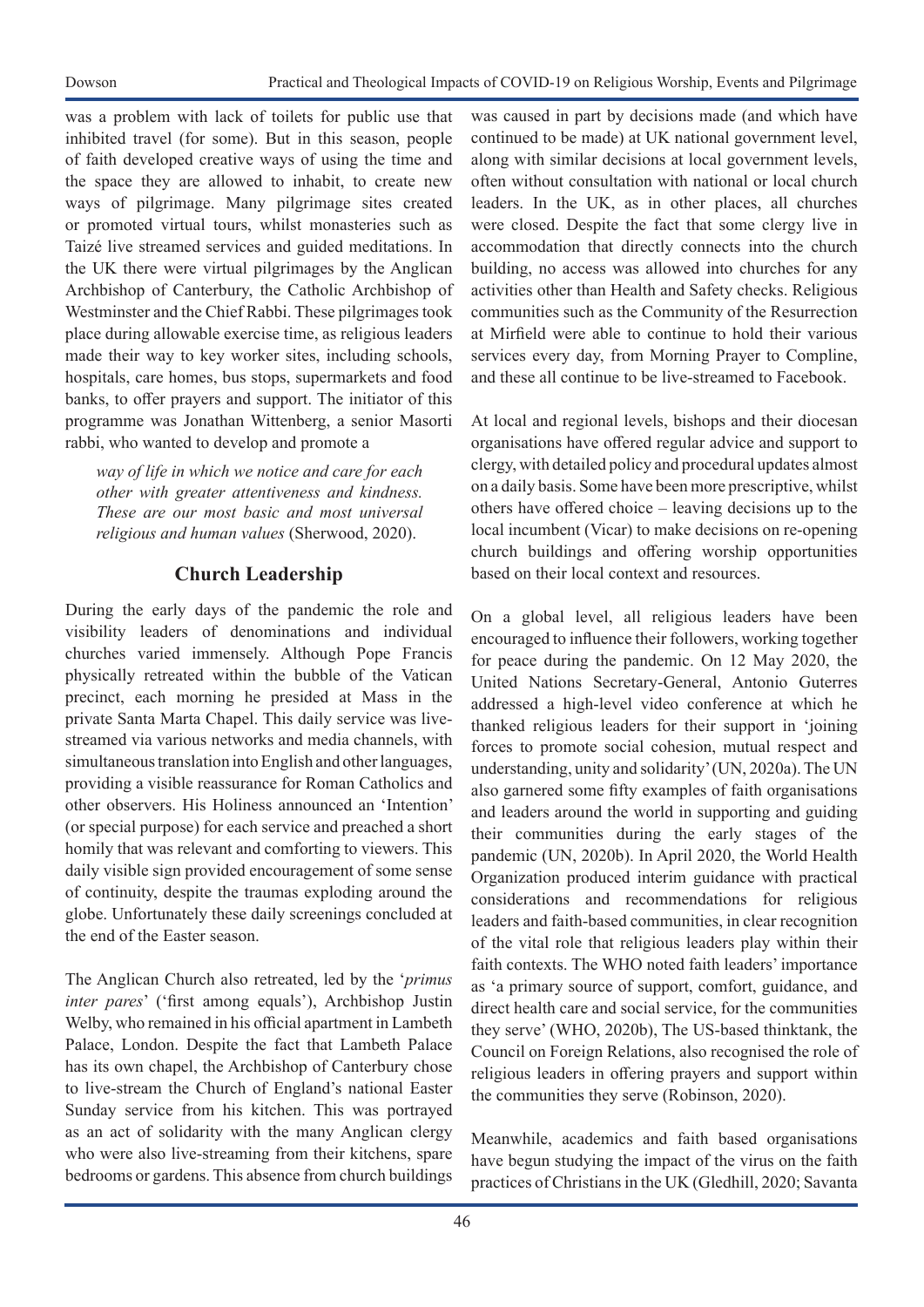was a problem with lack of toilets for public use that inhibited travel (for some). But in this season, people of faith developed creative ways of using the time and the space they are allowed to inhabit, to create new ways of pilgrimage. Many pilgrimage sites created or promoted virtual tours, whilst monasteries such as Taizé live streamed services and guided meditations. In the UK there were virtual pilgrimages by the Anglican Archbishop of Canterbury, the Catholic Archbishop of Westminster and the Chief Rabbi. These pilgrimages took place during allowable exercise time, as religious leaders made their way to key worker sites, including schools, hospitals, care homes, bus stops, supermarkets and food banks, to offer prayers and support. The initiator of this programme was Jonathan Wittenberg, a senior Masorti rabbi, who wanted to develop and promote a

> *way of life in which we notice and care for each other with greater attentiveness and kindness. These are our most basic and most universal religious and human values* (Sherwood, 2020).

## Church Leadership

During the early days of the pandemic the role and visibility leaders of denominations and individual churches varied immensely. Although Pope Francis physically retreated within the bubble of the Vatican precinct, each morning he presided at Mass in the private Santa Marta Chapel. This daily service was live-streamed via various networks and media channels, with simultaneous translation into English and other languages, providing a visible reassurance for Roman Catholics and other observers. His Holiness announced an 'Intention' (or special purpose) for each service and preached a short homily that was relevant and comforting to viewers. This daily visible sign provided encouragement of some sense of continuity, despite the traumas exploding around the globe. Unfortunately these daily screenings concluded at the end of the Easter season.

The Anglican Church also retreated, led by the '*primus inter pares*' ('first among equals'), Archbishop Justin Welby, who remained in his official apartment in Lambeth Palace, London. Despite the fact that Lambeth Palace has its own chapel, the Archbishop of Canterbury chose to live-stream the Church of England's national Easter Sunday service from his kitchen. This was portrayed as an act of solidarity with the many Anglican clergy who were also live-streaming from their kitchens, spare bedrooms or gardens. This absence from church buildings was caused in part by decisions made (and which have continued to be made) at UK national government level, along with similar decisions at local government levels, often without consultation with national or local church leaders. In the UK, as in other places, all churches were closed. Despite the fact that some clergy live in accommodation that directly connects into the church building, no access was allowed into churches for any activities other than Health and Safety checks. Religious communities such as the Community of the Resurrection at Mirfield were able to continue to hold their various services every day, from Morning Prayer to Compline, and these all continue to be live-streamed to Facebook.

At local and regional levels, bishops and their diocesan organisations have offered regular advice and support to clergy, with detailed policy and procedural updates almost on a daily basis. Some have been more prescriptive, whilst others have offered choice – leaving decisions up to the local incumbent (Vicar) to make decisions on re-opening church buildings and offering worship opportunities based on their local context and resources.

On a global level, all religious leaders have been encouraged to influence their followers, working together for peace during the pandemic. On 12 May 2020, the United Nations Secretary-General, Antonio Guterres addressed a high-level video conference at which he thanked religious leaders for their support in 'joining forces to promote social cohesion, mutual respect and understanding, unity and solidarity' (UN, 2020a). The UN also garnered some fifty examples of faith organisations and leaders around the world in supporting and guiding their communities during the early stages of the pandemic (UN, 2020b). In April 2020, the World Health Organization produced interim guidance with practical considerations and recommendations for religious leaders and faith-based communities, in clear recognition of the vital role that religious leaders play within their faith contexts. The WHO noted faith leaders' importance as 'a primary source of support, comfort, guidance, and direct health care and social service, for the communities they serve' (WHO, 2020b), The US-based thinktank, the Council on Foreign Relations, also recognised the role of religious leaders in offering prayers and support within the communities they serve (Robinson, 2020).

Meanwhile, academics and faith based organisations have begun studying the impact of the virus on the faith practices of Christians in the UK (Gledhill, 2020; Savanta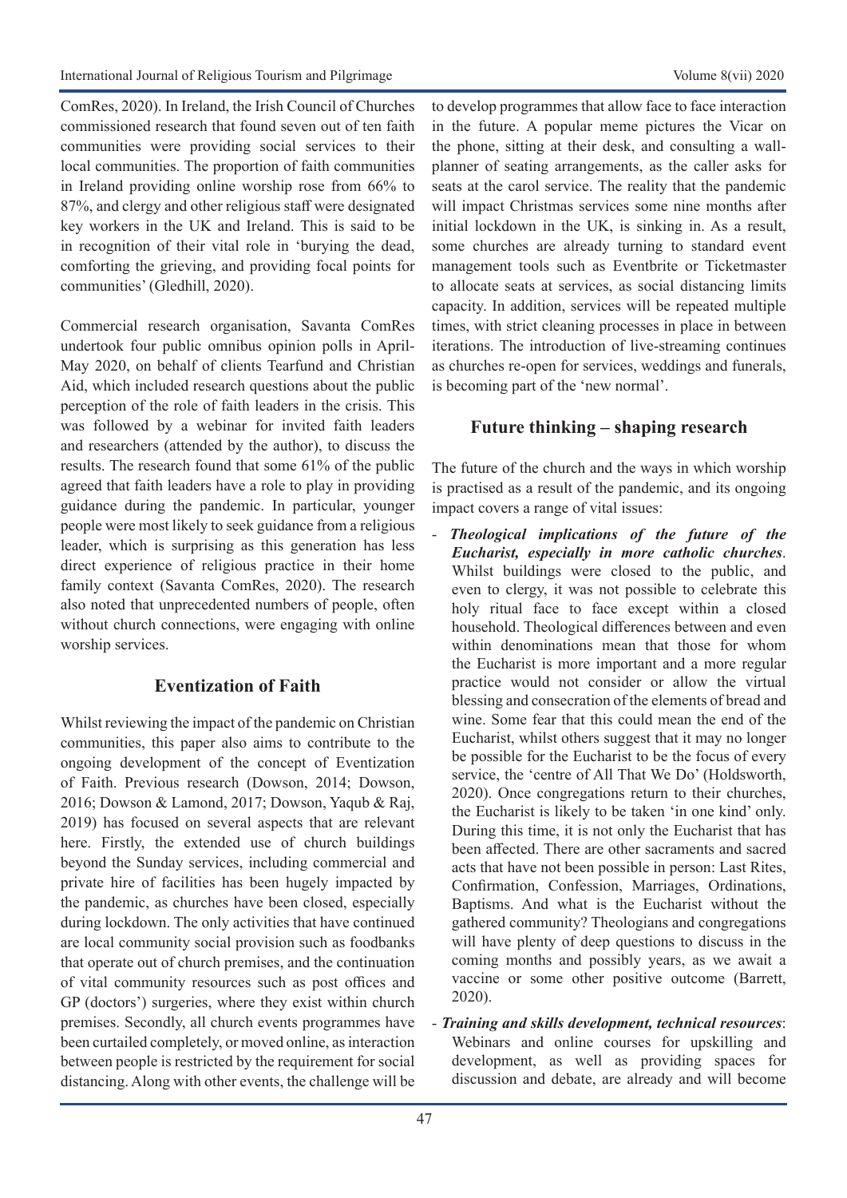ComRes, 2020). In Ireland, the Irish Council of Churches commissioned research that found seven out of ten faith communities were providing social services to their local communities. The proportion of faith communities in Ireland providing online worship rose from 66% to 87%, and clergy and other religious staff were designated key workers in the UK and Ireland. This is said to be in recognition of their vital role in 'burying the dead, comforting the grieving, and providing focal points for communities' (Gledhill, 2020).

Commercial research organisation, Savanta ComRes undertook four public omnibus opinion polls in April-May 2020, on behalf of clients Tearfund and Christian Aid, which included research questions about the public perception of the role of faith leaders in the crisis. This was followed by a webinar for invited faith leaders and researchers (attended by the author), to discuss the results. The research found that some 61% of the public agreed that faith leaders have a role to play in providing guidance during the pandemic. In particular, younger people were most likely to seek guidance from a religious leader, which is surprising as this generation has less direct experience of religious practice in their home family context (Savanta ComRes, 2020). The research also noted that unprecedented numbers of people, often without church connections, were engaging with online worship services.

## Eventization of Faith

Whilst reviewing the impact of the pandemic on Christian communities, this paper also aims to contribute to the ongoing development of the concept of Eventization of Faith. Previous research (Dowson, 2014; Dowson, 2016; Dowson & Lamond, 2017; Dowson, Yaqub & Raj, 2019) has focused on several aspects that are relevant here. Firstly, the extended use of church buildings beyond the Sunday services, including commercial and private hire of facilities has been hugely impacted by the pandemic, as churches have been closed, especially during lockdown. The only activities that have continued are local community social provision such as foodbanks that operate out of church premises, and the continuation of vital community resources such as post offices and GP (doctors') surgeries, where they exist within church premises. Secondly, all church events programmes have been curtailed completely, or moved online, as interaction between people is restricted by the requirement for social distancing. Along with other events, the challenge will be to develop programmes that allow face to face interaction in the future. A popular meme pictures the Vicar on the phone, sitting at their desk, and consulting a wall-planner of seating arrangements, as the caller asks for seats at the carol service. The reality that the pandemic will impact Christmas services some nine months after initial lockdown in the UK, is sinking in. As a result, some churches are already turning to standard event management tools such as Eventbrite or Ticketmaster to allocate seats at services, as social distancing limits capacity. In addition, services will be repeated multiple times, with strict cleaning processes in place in between iterations. The introduction of live-streaming continues as churches re-open for services, weddings and funerals, is becoming part of the 'new normal'.

## Future thinking – shaping research

The future of the church and the ways in which worship is practised as a result of the pandemic, and its ongoing impact covers a range of vital issues:

- ***Theological implications of the future of the Eucharist, especially in more catholic churches***. Whilst buildings were closed to the public, and even to clergy, it was not possible to celebrate this holy ritual face to face except within a closed household. Theological differences between and even within denominations mean that those for whom the Eucharist is more important and a more regular practice would not consider or allow the virtual blessing and consecration of the elements of bread and wine. Some fear that this could mean the end of the Eucharist, whilst others suggest that it may no longer be possible for the Eucharist to be the focus of every service, the 'centre of All That We Do' (Holdsworth, 2020). Once congregations return to their churches, the Eucharist is likely to be taken 'in one kind' only. During this time, it is not only the Eucharist that has been affected. There are other sacraments and sacred acts that have not been possible in person: Last Rites, Confirmation, Confession, Marriages, Ordinations, Baptisms. And what is the Eucharist without the gathered community? Theologians and congregations will have plenty of deep questions to discuss in the coming months and possibly years, as we await a vaccine or some other positive outcome (Barrett, 2020).
- ***Training and skills development, technical resources***: Webinars and online courses for upskilling and development, as well as providing spaces for discussion and debate, are already and will become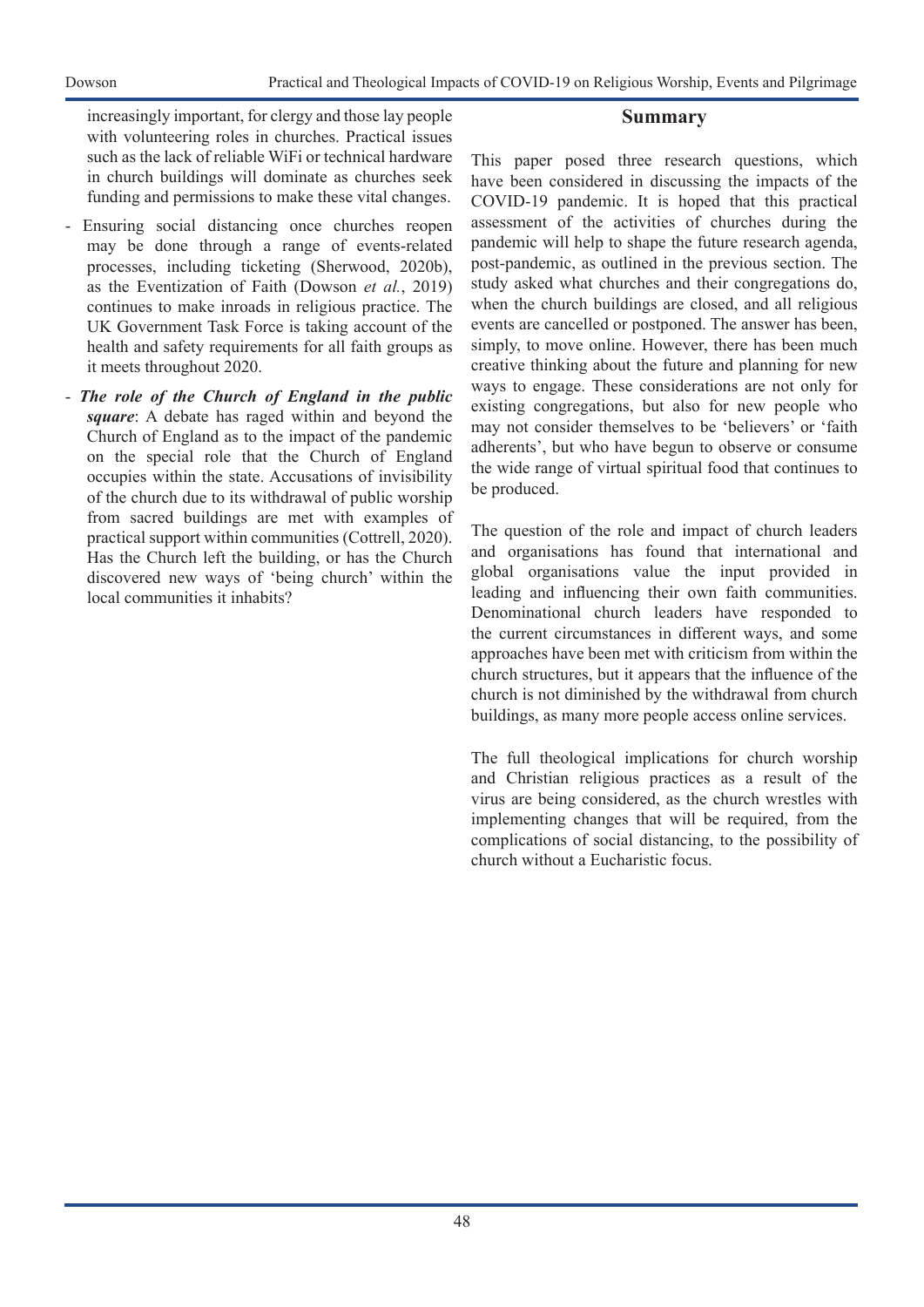increasingly important, for clergy and those lay people with volunteering roles in churches. Practical issues such as the lack of reliable WiFi or technical hardware in church buildings will dominate as churches seek funding and permissions to make these vital changes.

- Ensuring social distancing once churches reopen may be done through a range of events-related processes, including ticketing (Sherwood, 2020b), as the Eventization of Faith (Dowson *et al.*, 2019) continues to make inroads in religious practice. The UK Government Task Force is taking account of the health and safety requirements for all faith groups as it meets throughout 2020.
- ***The role of the Church of England in the public square***: A debate has raged within and beyond the Church of England as to the impact of the pandemic on the special role that the Church of England occupies within the state. Accusations of invisibility of the church due to its withdrawal of public worship from sacred buildings are met with examples of practical support within communities (Cottrell, 2020). Has the Church left the building, or has the Church discovered new ways of 'being church' within the local communities it inhabits?

## Summary

This paper posed three research questions, which have been considered in discussing the impacts of the COVID-19 pandemic. It is hoped that this practical assessment of the activities of churches during the pandemic will help to shape the future research agenda, post-pandemic, as outlined in the previous section. The study asked what churches and their congregations do, when the church buildings are closed, and all religious events are cancelled or postponed. The answer has been, simply, to move online. However, there has been much creative thinking about the future and planning for new ways to engage. These considerations are not only for existing congregations, but also for new people who may not consider themselves to be 'believers' or 'faith adherents', but who have begun to observe or consume the wide range of virtual spiritual food that continues to be produced.

The question of the role and impact of church leaders and organisations has found that international and global organisations value the input provided in leading and influencing their own faith communities. Denominational church leaders have responded to the current circumstances in different ways, and some approaches have been met with criticism from within the church structures, but it appears that the influence of the church is not diminished by the withdrawal from church buildings, as many more people access online services.

The full theological implications for church worship and Christian religious practices as a result of the virus are being considered, as the church wrestles with implementing changes that will be required, from the complications of social distancing, to the possibility of church without a Eucharistic focus.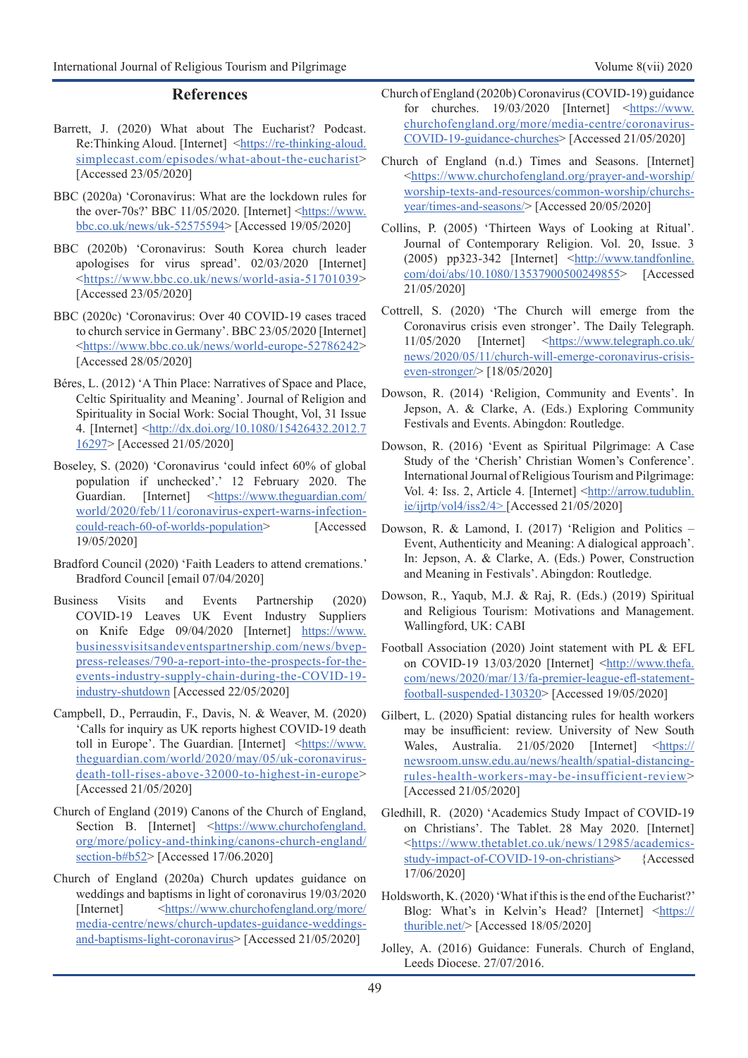## References

Barrett, J. (2020) What about The Eucharist? Podcast. Re:Thinking Aloud. [Internet] <https://re-thinking-aloud.simplecast.com/episodes/what-about-the-eucharist> [Accessed 23/05/2020]

BBC (2020a) 'Coronavirus: What are the lockdown rules for the over-70s?' BBC 11/05/2020. [Internet] <https://www.bbc.co.uk/news/uk-52575594> [Accessed 19/05/2020]

BBC (2020b) 'Coronavirus: South Korea church leader apologises for virus spread'. 02/03/2020 [Internet] <https://www.bbc.co.uk/news/world-asia-51701039> [Accessed 23/05/2020]

BBC (2020c) 'Coronavirus: Over 40 COVID-19 cases traced to church service in Germany'. BBC 23/05/2020 [Internet] <https://www.bbc.co.uk/news/world-europe-52786242> [Accessed 28/05/2020]

Béres, L. (2012) 'A Thin Place: Narratives of Space and Place, Celtic Spirituality and Meaning'. Journal of Religion and Spirituality in Social Work: Social Thought, Vol, 31 Issue 4. [Internet] <http://dx.doi.org/10.1080/15426432.2012.716297> [Accessed 21/05/2020]

Boseley, S. (2020) 'Coronavirus 'could infect 60% of global population if unchecked'.' 12 February 2020. The Guardian. [Internet] <https://www.theguardian.com/world/2020/feb/11/coronavirus-expert-warns-infection-could-reach-60-of-worlds-population> [Accessed 19/05/2020]

Bradford Council (2020) 'Faith Leaders to attend cremations.' Bradford Council [email 07/04/2020]

Business Visits and Events Partnership (2020) COVID-19 Leaves UK Event Industry Suppliers on Knife Edge 09/04/2020 [Internet] https://www.businessvisitsandeventspartnership.com/news/bvep-press-releases/790-a-report-into-the-prospects-for-the-events-industry-supply-chain-during-the-COVID-19-industry-shutdown [Accessed 22/05/2020]

Campbell, D., Perraudin, F., Davis, N. & Weaver, M. (2020) 'Calls for inquiry as UK reports highest COVID-19 death toll in Europe'. The Guardian. [Internet] <https://www.theguardian.com/world/2020/may/05/uk-coronavirus-death-toll-rises-above-32000-to-highest-in-europe> [Accessed 21/05/2020]

Church of England (2019) Canons of the Church of England, Section B. [Internet] <https://www.churchofengland.org/more/policy-and-thinking/canons-church-england/section-b#b52> [Accessed 17/06.2020]

Church of England (2020a) Church updates guidance on weddings and baptisms in light of coronavirus 19/03/2020 [Internet] <https://www.churchofengland.org/more/media-centre/news/church-updates-guidance-weddings-and-baptisms-light-coronavirus> [Accessed 21/05/2020]

Church of England (2020b) Coronavirus (COVID-19) guidance for churches. 19/03/2020 [Internet] <https://www.churchofengland.org/more/media-centre/coronavirus-COVID-19-guidance-churches> [Accessed 21/05/2020]

Church of England (n.d.) Times and Seasons. [Internet] <https://www.churchofengland.org/prayer-and-worship/worship-texts-and-resources/common-worship/churchs-year/times-and-seasons/> [Accessed 20/05/2020]

Collins, P. (2005) 'Thirteen Ways of Looking at Ritual'. Journal of Contemporary Religion. Vol. 20, Issue. 3 (2005) pp323-342 [Internet] <http://www.tandfonline.com/doi/abs/10.1080/13537900500249855> [Accessed 21/05/2020]

Cottrell, S. (2020) 'The Church will emerge from the Coronavirus crisis even stronger'. The Daily Telegraph. 11/05/2020 [Internet] <https://www.telegraph.co.uk/news/2020/05/11/church-will-emerge-coronavirus-crisis-even-stronger/> [18/05/2020]

Dowson, R. (2014) 'Religion, Community and Events'. In Jepson, A. & Clarke, A. (Eds.) Exploring Community Festivals and Events. Abingdon: Routledge.

Dowson, R. (2016) 'Event as Spiritual Pilgrimage: A Case Study of the 'Cherish' Christian Women's Conference'. International Journal of Religious Tourism and Pilgrimage: Vol. 4: Iss. 2, Article 4. [Internet] <http://arrow.tudublin.ie/ijrtp/vol4/iss2/4> [Accessed 21/05/2020]

Dowson, R. & Lamond, I. (2017) 'Religion and Politics – Event, Authenticity and Meaning: A dialogical approach'. In: Jepson, A. & Clarke, A. (Eds.) Power, Construction and Meaning in Festivals'. Abingdon: Routledge.

Dowson, R., Yaqub, M.J. & Raj, R. (Eds.) (2019) Spiritual and Religious Tourism: Motivations and Management. Wallingford, UK: CABI

Football Association (2020) Joint statement with PL & EFL on COVID-19 13/03/2020 [Internet] <http://www.thefa.com/news/2020/mar/13/fa-premier-league-efl-statement-football-suspended-130320> [Accessed 19/05/2020]

Gilbert, L. (2020) Spatial distancing rules for health workers may be insufficient: review. University of New South Wales, Australia. 21/05/2020 [Internet] <https://newsroom.unsw.edu.au/news/health/spatial-distancing-rules-health-workers-may-be-insufficient-review> [Accessed 21/05/2020]

Gledhill, R. (2020) 'Academics Study Impact of COVID-19 on Christians'. The Tablet. 28 May 2020. [Internet] <https://www.thetablet.co.uk/news/12985/academics-study-impact-of-COVID-19-on-christians> {Accessed 17/06/2020]

Holdsworth, K. (2020) 'What if this is the end of the Eucharist?' Blog: What's in Kelvin's Head? [Internet] <https://thurible.net/> [Accessed 18/05/2020]

Jolley, A. (2016) Guidance: Funerals. Church of England, Leeds Diocese. 27/07/2016.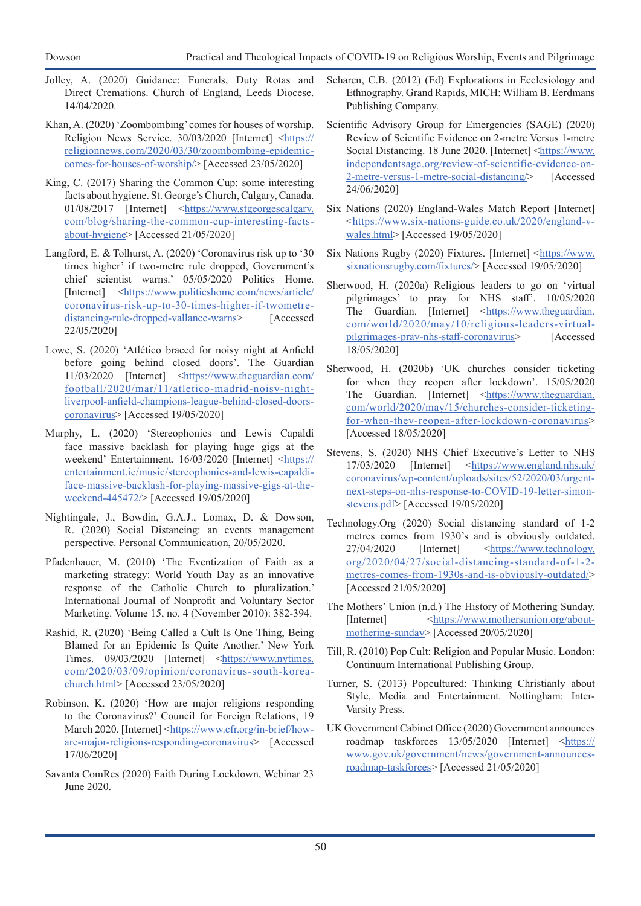Jolley, A. (2020) Guidance: Funerals, Duty Rotas and Direct Cremations. Church of England, Leeds Diocese. 14/04/2020.

Khan, A. (2020) 'Zoombombing' comes for houses of worship. Religion News Service. 30/03/2020 [Internet] <https://religionnews.com/2020/03/30/zoombombing-epidemic-comes-for-houses-of-worship/> [Accessed 23/05/2020]

King, C. (2017) Sharing the Common Cup: some interesting facts about hygiene. St. George's Church, Calgary, Canada. 01/08/2017 [Internet] <https://www.stgeorgescalgary.com/blog/sharing-the-common-cup-interesting-facts-about-hygiene> [Accessed 21/05/2020]

Langford, E. & Tolhurst, A. (2020) 'Coronavirus risk up to '30 times higher' if two-metre rule dropped, Government's chief scientist warns.' 05/05/2020 Politics Home. [Internet] <https://www.politicshome.com/news/article/coronavirus-risk-up-to-30-times-higher-if-twometre-distancing-rule-dropped-vallance-warns> [Accessed 22/05/2020]

Lowe, S. (2020) 'Atlético braced for noisy night at Anfield before going behind closed doors'. The Guardian 11/03/2020 [Internet] <https://www.theguardian.com/football/2020/mar/11/atletico-madrid-noisy-night-liverpool-anfield-champions-league-behind-closed-doors-coronavirus> [Accessed 19/05/2020]

Murphy, L. (2020) 'Stereophonics and Lewis Capaldi face massive backlash for playing huge gigs at the weekend' Entertainment. 16/03/2020 [Internet] <https://entertainment.ie/music/stereophonics-and-lewis-capaldi-face-massive-backlash-for-playing-massive-gigs-at-the-weekend-445472/> [Accessed 19/05/2020]

Nightingale, J., Bowdin, G.A.J., Lomax, D. & Dowson, R. (2020) Social Distancing: an events management perspective. Personal Communication, 20/05/2020.

Pfadenhauer, M. (2010) 'The Eventization of Faith as a marketing strategy: World Youth Day as an innovative response of the Catholic Church to pluralization.' International Journal of Nonprofit and Voluntary Sector Marketing. Volume 15, no. 4 (November 2010): 382-394.

Rashid, R. (2020) 'Being Called a Cult Is One Thing, Being Blamed for an Epidemic Is Quite Another.' New York Times. 09/03/2020 [Internet] <https://www.nytimes.com/2020/03/09/opinion/coronavirus-south-korea-church.html> [Accessed 23/05/2020]

Robinson, K. (2020) 'How are major religions responding to the Coronavirus?' Council for Foreign Relations, 19 March 2020. [Internet] <https://www.cfr.org/in-brief/how-are-major-religions-responding-coronavirus> [Accessed 17/06/2020]

Savanta ComRes (2020) Faith During Lockdown, Webinar 23 June 2020.

Scharen, C.B. (2012) (Ed) Explorations in Ecclesiology and Ethnography. Grand Rapids, MICH: William B. Eerdmans Publishing Company.

Scientific Advisory Group for Emergencies (SAGE) (2020) Review of Scientific Evidence on 2-metre Versus 1-metre Social Distancing. 18 June 2020. [Internet] <https://www.independentsage.org/review-of-scientific-evidence-on-2-metre-versus-1-metre-social-distancing/> [Accessed 24/06/2020]

Six Nations (2020) England-Wales Match Report [Internet] <https://www.six-nations-guide.co.uk/2020/england-v-wales.html> [Accessed 19/05/2020]

Six Nations Rugby (2020) Fixtures. [Internet] <https://www.sixnationsrugby.com/fixtures/> [Accessed 19/05/2020]

Sherwood, H. (2020a) Religious leaders to go on 'virtual pilgrimages' to pray for NHS staff'. 10/05/2020 The Guardian. [Internet] <https://www.theguardian.com/world/2020/may/10/religious-leaders-virtual-pilgrimages-pray-nhs-staff-coronavirus> [Accessed 18/05/2020]

Sherwood, H. (2020b) 'UK churches consider ticketing for when they reopen after lockdown'. 15/05/2020 The Guardian. [Internet] <https://www.theguardian.com/world/2020/may/15/churches-consider-ticketing-for-when-they-reopen-after-lockdown-coronavirus> [Accessed 18/05/2020]

Stevens, S. (2020) NHS Chief Executive's Letter to NHS 17/03/2020 [Internet] <https://www.england.nhs.uk/coronavirus/wp-content/uploads/sites/52/2020/03/urgent-next-steps-on-nhs-response-to-COVID-19-letter-simon-stevens.pdf> [Accessed 19/05/2020]

Technology.Org (2020) Social distancing standard of 1-2 metres comes from 1930's and is obviously outdated. 27/04/2020 [Internet] <https://www.technology.org/2020/04/27/social-distancing-standard-of-1-2-metres-comes-from-1930s-and-is-obviously-outdated/> [Accessed 21/05/2020]

The Mothers' Union (n.d.) The History of Mothering Sunday. [Internet] <https://www.mothersunion.org/about-mothering-sunday> [Accessed 20/05/2020]

Till, R. (2010) Pop Cult: Religion and Popular Music. London: Continuum International Publishing Group.

Turner, S. (2013) Popcultured: Thinking Christianly about Style, Media and Entertainment. Nottingham: Inter-Varsity Press.

UK Government Cabinet Office (2020) Government announces roadmap taskforces 13/05/2020 [Internet] <https://www.gov.uk/government/news/government-announces-roadmap-taskforces> [Accessed 21/05/2020]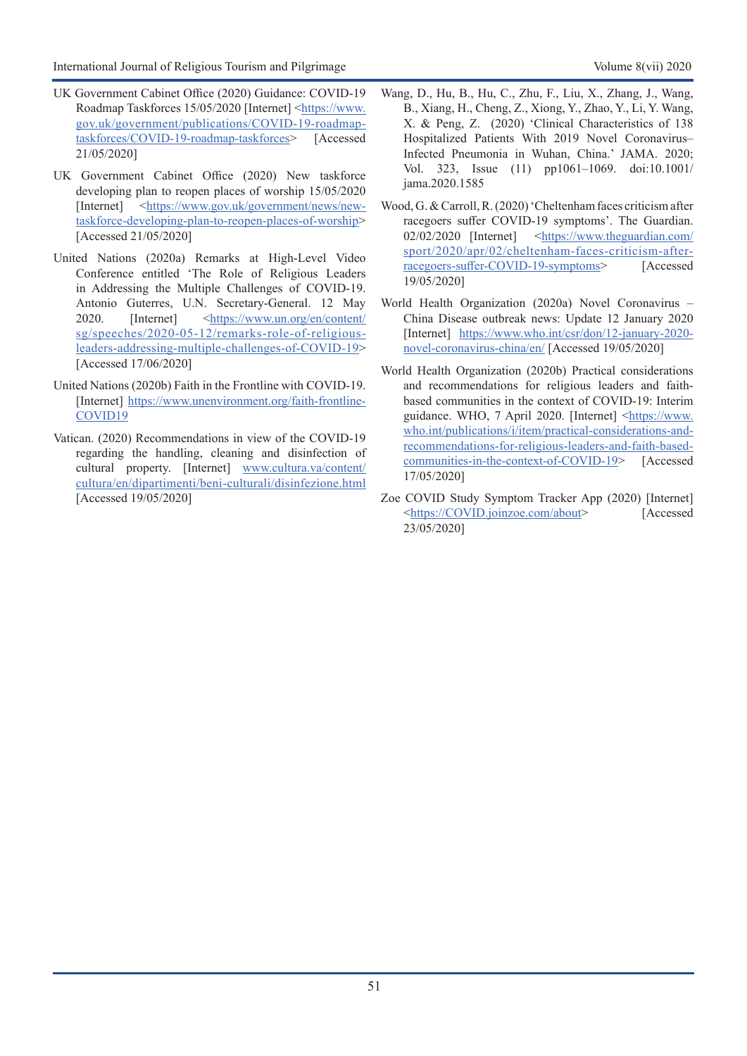UK Government Cabinet Office (2020) Guidance: COVID-19 Roadmap Taskforces 15/05/2020 [Internet] <https://www.gov.uk/government/publications/COVID-19-roadmap-taskforces/COVID-19-roadmap-taskforces> [Accessed 21/05/2020]

UK Government Cabinet Office (2020) New taskforce developing plan to reopen places of worship 15/05/2020 [Internet] <https://www.gov.uk/government/news/new-taskforce-developing-plan-to-reopen-places-of-worship> [Accessed 21/05/2020]

United Nations (2020a) Remarks at High-Level Video Conference entitled 'The Role of Religious Leaders in Addressing the Multiple Challenges of COVID-19. Antonio Guterres, U.N. Secretary-General. 12 May 2020. [Internet] <https://www.un.org/en/content/sg/speeches/2020-05-12/remarks-role-of-religious-leaders-addressing-multiple-challenges-of-COVID-19> [Accessed 17/06/2020]

United Nations (2020b) Faith in the Frontline with COVID-19. [Internet] https://www.unenvironment.org/faith-frontline-COVID19

Vatican. (2020) Recommendations in view of the COVID-19 regarding the handling, cleaning and disinfection of cultural property. [Internet] www.cultura.va/content/cultura/en/dipartimenti/beni-culturali/disinfezione.html [Accessed 19/05/2020]

Wang, D., Hu, B., Hu, C., Zhu, F., Liu, X., Zhang, J., Wang, B., Xiang, H., Cheng, Z., Xiong, Y., Zhao, Y., Li, Y. Wang, X. & Peng, Z. (2020) 'Clinical Characteristics of 138 Hospitalized Patients With 2019 Novel Coronavirus–Infected Pneumonia in Wuhan, China.' JAMA. 2020; Vol. 323, Issue (11) pp1061–1069. doi:10.1001/jama.2020.1585

Wood, G. & Carroll, R. (2020) 'Cheltenham faces criticism after racegoers suffer COVID-19 symptoms'. The Guardian. 02/02/2020 [Internet] <https://www.theguardian.com/sport/2020/apr/02/cheltenham-faces-criticism-after-racegoers-suffer-COVID-19-symptoms> [Accessed 19/05/2020]

World Health Organization (2020a) Novel Coronavirus – China Disease outbreak news: Update 12 January 2020 [Internet] https://www.who.int/csr/don/12-january-2020-novel-coronavirus-china/en/ [Accessed 19/05/2020]

World Health Organization (2020b) Practical considerations and recommendations for religious leaders and faith-based communities in the context of COVID-19: Interim guidance. WHO, 7 April 2020. [Internet] <https://www.who.int/publications/i/item/practical-considerations-and-recommendations-for-religious-leaders-and-faith-based-communities-in-the-context-of-COVID-19> [Accessed 17/05/2020]

Zoe COVID Study Symptom Tracker App (2020) [Internet] <https://COVID.joinzoe.com/about> [Accessed 23/05/2020]